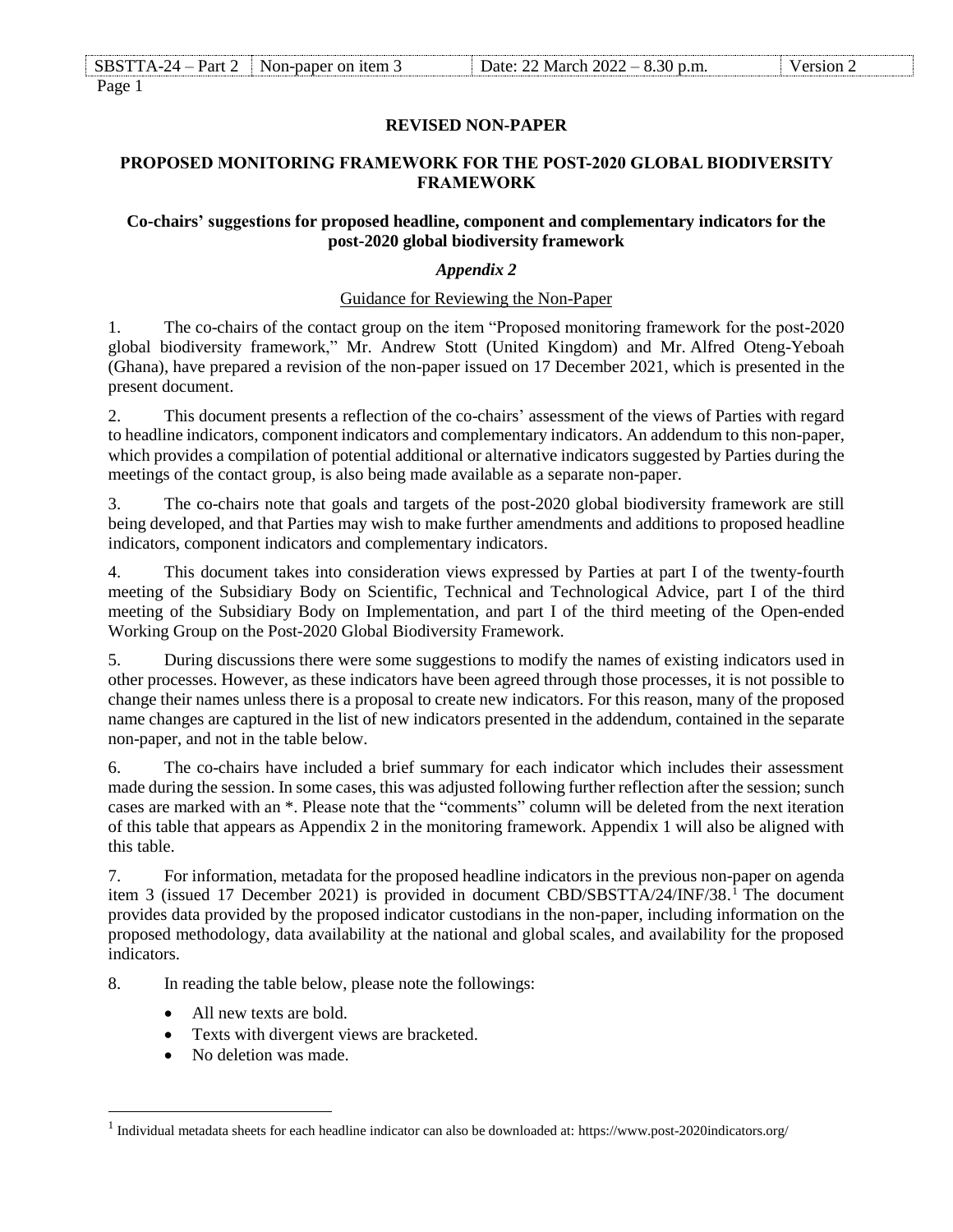| SBSTTA-24 – Part 2 | Non-paper on item 3 | Date: 22 March 2022 – 8.30 p.m. | Version 2 |
|---|---|---|---|

**REVISED NON-PAPER**

**PROPOSED MONITORING FRAMEWORK FOR THE POST-2020 GLOBAL BIODIVERSITY FRAMEWORK**

**Co-chairs' suggestions for proposed headline, component and complementary indicators for the post-2020 global biodiversity framework**

***Appendix 2***

Guidance for Reviewing the Non-Paper

1. The co-chairs of the contact group on the item "Proposed monitoring framework for the post-2020 global biodiversity framework," Mr. Andrew Stott (United Kingdom) and Mr. Alfred Oteng-Yeboah (Ghana), have prepared a revision of the non-paper issued on 17 December 2021, which is presented in the present document.

2. This document presents a reflection of the co-chairs' assessment of the views of Parties with regard to headline indicators, component indicators and complementary indicators. An addendum to this non-paper, which provides a compilation of potential additional or alternative indicators suggested by Parties during the meetings of the contact group, is also being made available as a separate non-paper.

3. The co-chairs note that goals and targets of the post-2020 global biodiversity framework are still being developed, and that Parties may wish to make further amendments and additions to proposed headline indicators, component indicators and complementary indicators.

4. This document takes into consideration views expressed by Parties at part I of the twenty-fourth meeting of the Subsidiary Body on Scientific, Technical and Technological Advice, part I of the third meeting of the Subsidiary Body on Implementation, and part I of the third meeting of the Open-ended Working Group on the Post-2020 Global Biodiversity Framework.

5. During discussions there were some suggestions to modify the names of existing indicators used in other processes. However, as these indicators have been agreed through those processes, it is not possible to change their names unless there is a proposal to create new indicators. For this reason, many of the proposed name changes are captured in the list of new indicators presented in the addendum, contained in the separate non-paper, and not in the table below.

6. The co-chairs have included a brief summary for each indicator which includes their assessment made during the session. In some cases, this was adjusted following further reflection after the session; sunch cases are marked with an *. Please note that the "comments" column will be deleted from the next iteration of this table that appears as Appendix 2 in the monitoring framework. Appendix 1 will also be aligned with this table.

7. For information, metadata for the proposed headline indicators in the previous non-paper on agenda item 3 (issued 17 December 2021) is provided in document CBD/SBSTTA/24/INF/38.[1] The document provides data provided by the proposed indicator custodians in the non-paper, including information on the proposed methodology, data availability at the national and global scales, and availability for the proposed indicators.

8. In reading the table below, please note the followings:

- All new texts are bold.
- Texts with divergent views are bracketed.
- No deletion was made.

[1] Individual metadata sheets for each headline indicator can also be downloaded at: https://www.post-2020indicators.org/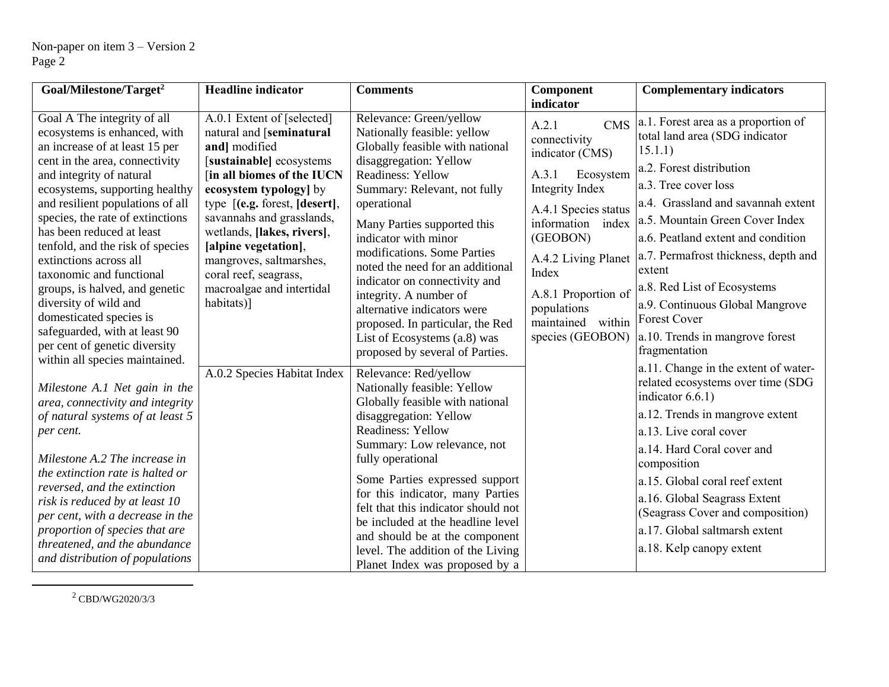| Goal/Milestone/Target[2] | Headline indicator | Comments | Component indicator | Complementary indicators |
|---|---|---|---|---|
| Goal A The integrity of all ecosystems is enhanced, with an increase of at least 15 per cent in the area, connectivity and integrity of natural ecosystems, supporting healthy and resilient populations of all species, the rate of extinctions has been reduced at least tenfold, and the risk of species extinctions across all taxonomic and functional groups, is halved, and genetic diversity of wild and domesticated species is safeguarded, with at least 90 per cent of genetic diversity within all species maintained.<br><br>*Milestone A.1 Net gain in the area, connectivity and integrity of natural systems of at least 5 per cent.*<br><br>*Milestone A.2 The increase in the extinction rate is halted or reversed, and the extinction risk is reduced by at least 10 per cent, with a decrease in the proportion of species that are threatened, and the abundance and distribution of populations* | A.0.1 Extent of [selected] natural and [**seminatural and**] modified [**sustainable**] ecosystems [**in all biomes of the IUCN ecosystem typology**] by type [(**e.g.** forest, [**desert**], savannahs and grasslands, wetlands, [**lakes, rivers**], [**alpine vegetation**], mangroves, saltmarshes, coral reef, seagrass, macroalgae and intertidal habitats)]<br><br>A.0.2 Species Habitat Index | Relevance: Green/yellow<br>Nationally feasible: yellow<br>Globally feasible with national disaggregation: Yellow<br>Readiness: Yellow<br>Summary: Relevant, not fully operational<br><br>Many Parties supported this indicator with minor modifications. Some Parties noted the need for an additional indicator on connectivity and integrity. A number of alternative indicators were proposed. In particular, the Red List of Ecosystems (a.8) was proposed by several of Parties.<br><br>Relevance: Red/yellow<br>Nationally feasible: Yellow<br>Globally feasible with national disaggregation: Yellow<br>Readiness: Yellow<br>Summary: Low relevance, not fully operational<br><br>Some Parties expressed support for this indicator, many Parties felt that this indicator should not be included at the headline level and should be at the component level. The addition of the Living Planet Index was proposed by a | A.2.1 CMS connectivity indicator (CMS)<br><br>A.3.1 Ecosystem Integrity Index<br><br>A.4.1 Species status information index (GEOBON)<br><br>A.4.2 Living Planet Index<br><br>A.8.1 Proportion of populations maintained within species (GEOBON) | a.1. Forest area as a proportion of total land area (SDG indicator 15.1.1)<br>a.2. Forest distribution<br>a.3. Tree cover loss<br>a.4. Grassland and savannah extent<br>a.5. Mountain Green Cover Index<br>a.6. Peatland extent and condition<br>a.7. Permafrost thickness, depth and extent<br>a.8. Red List of Ecosystems<br>a.9. Continuous Global Mangrove Forest Cover<br>a.10. Trends in mangrove forest fragmentation<br>a.11. Change in the extent of water-related ecosystems over time (SDG indicator 6.6.1)<br>a.12. Trends in mangrove extent<br>a.13. Live coral cover<br>a.14. Hard Coral cover and composition<br>a.15. Global coral reef extent<br>a.16. Global Seagrass Extent (Seagrass Cover and composition)<br>a.17. Global saltmarsh extent<br>a.18. Kelp canopy extent |

[2] CBD/WG2020/3/3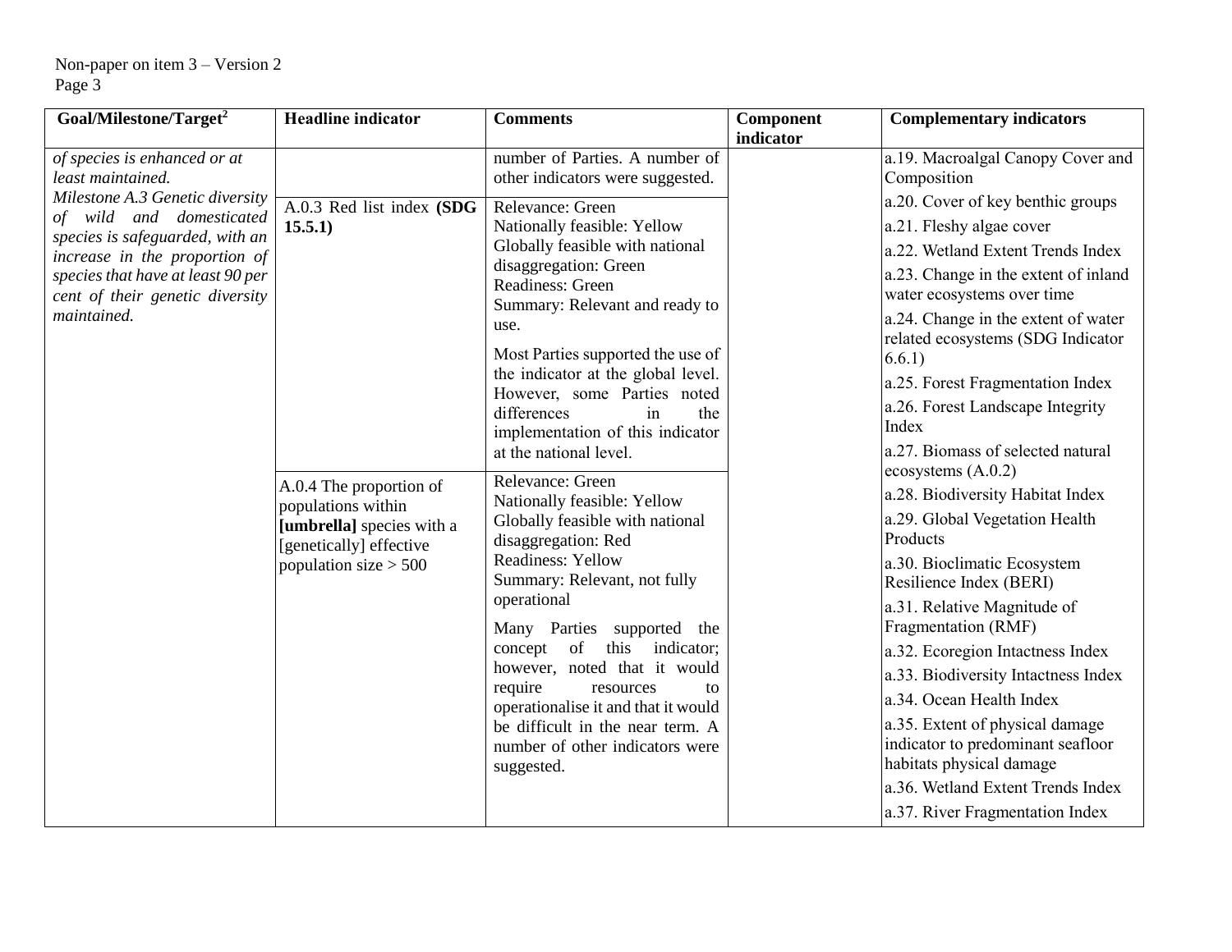| Goal/Milestone/Target[2] | Headline indicator | Comments | Component indicator | Complementary indicators |
|---|---|---|---|---|
| *of species is enhanced or at least maintained.*<br>*Milestone A.3 Genetic diversity of wild and domesticated species is safeguarded, with an increase in the proportion of species that have at least 90 per cent of their genetic diversity maintained.* | | number of Parties. A number of other indicators were suggested. | | a.19. Macroalgal Canopy Cover and Composition |
| | A.0.3 Red list index **(SDG 15.5.1)** | Relevance: Green<br>Nationally feasible: Yellow<br>Globally feasible with national disaggregation: Green<br>Readiness: Green<br>Summary: Relevant and ready to use.<br><br>Most Parties supported the use of the indicator at the global level. However, some Parties noted differences in the implementation of this indicator at the national level. | | a.20. Cover of key benthic groups<br>a.21. Fleshy algae cover<br>a.22. Wetland Extent Trends Index<br>a.23. Change in the extent of inland water ecosystems over time<br>a.24. Change in the extent of water related ecosystems (SDG Indicator 6.6.1)<br>a.25. Forest Fragmentation Index<br>a.26. Forest Landscape Integrity Index<br>a.27. Biomass of selected natural ecosystems (A.0.2) |
| | A.0.4 The proportion of populations within **[umbrella]** species with a [genetically] effective population size > 500 | Relevance: Green<br>Nationally feasible: Yellow<br>Globally feasible with national disaggregation: Red<br>Readiness: Yellow<br>Summary: Relevant, not fully operational<br><br>Many Parties supported the concept of this indicator; however, noted that it would require resources to operationalise it and that it would be difficult in the near term. A number of other indicators were suggested. | | a.28. Biodiversity Habitat Index<br>a.29. Global Vegetation Health Products<br>a.30. Bioclimatic Ecosystem Resilience Index (BERI)<br>a.31. Relative Magnitude of Fragmentation (RMF)<br>a.32. Ecoregion Intactness Index<br>a.33. Biodiversity Intactness Index<br>a.34. Ocean Health Index<br>a.35. Extent of physical damage indicator to predominant seafloor habitats physical damage<br>a.36. Wetland Extent Trends Index<br>a.37. River Fragmentation Index |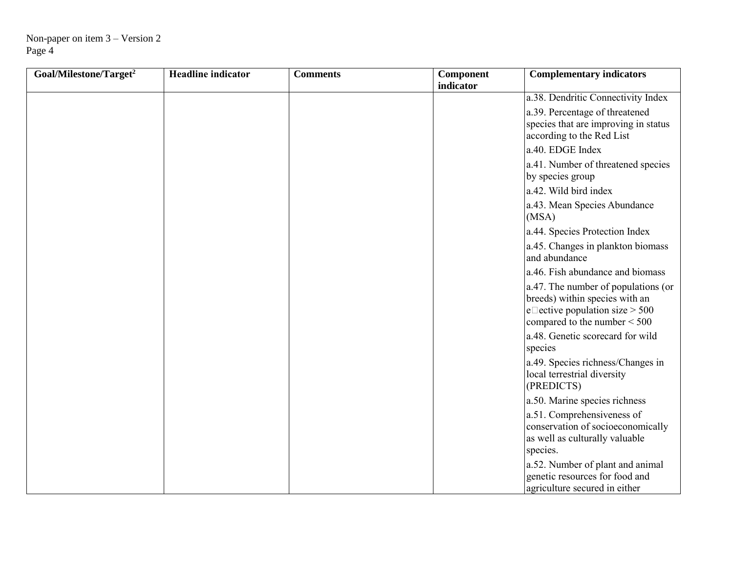| Goal/Milestone/Target[2] | Headline indicator | Comments | Component indicator | Complementary indicators |
|---|---|---|---|---|
| | | | | a.38. Dendritic Connectivity Index<br>a.39. Percentage of threatened species that are improving in status according to the Red List<br>a.40. EDGE Index<br>a.41. Number of threatened species by species group<br>a.42. Wild bird index<br>a.43. Mean Species Abundance (MSA)<br>a.44. Species Protection Index<br>a.45. Changes in plankton biomass and abundance<br>a.46. Fish abundance and biomass<br>a.47. The number of populations (or breeds) within species with an e□ective population size > 500 compared to the number < 500<br>a.48. Genetic scorecard for wild species<br>a.49. Species richness/Changes in local terrestrial diversity (PREDICTS)<br>a.50. Marine species richness<br>a.51. Comprehensiveness of conservation of socioeconomically as well as culturally valuable species.<br>a.52. Number of plant and animal genetic resources for food and agriculture secured in either |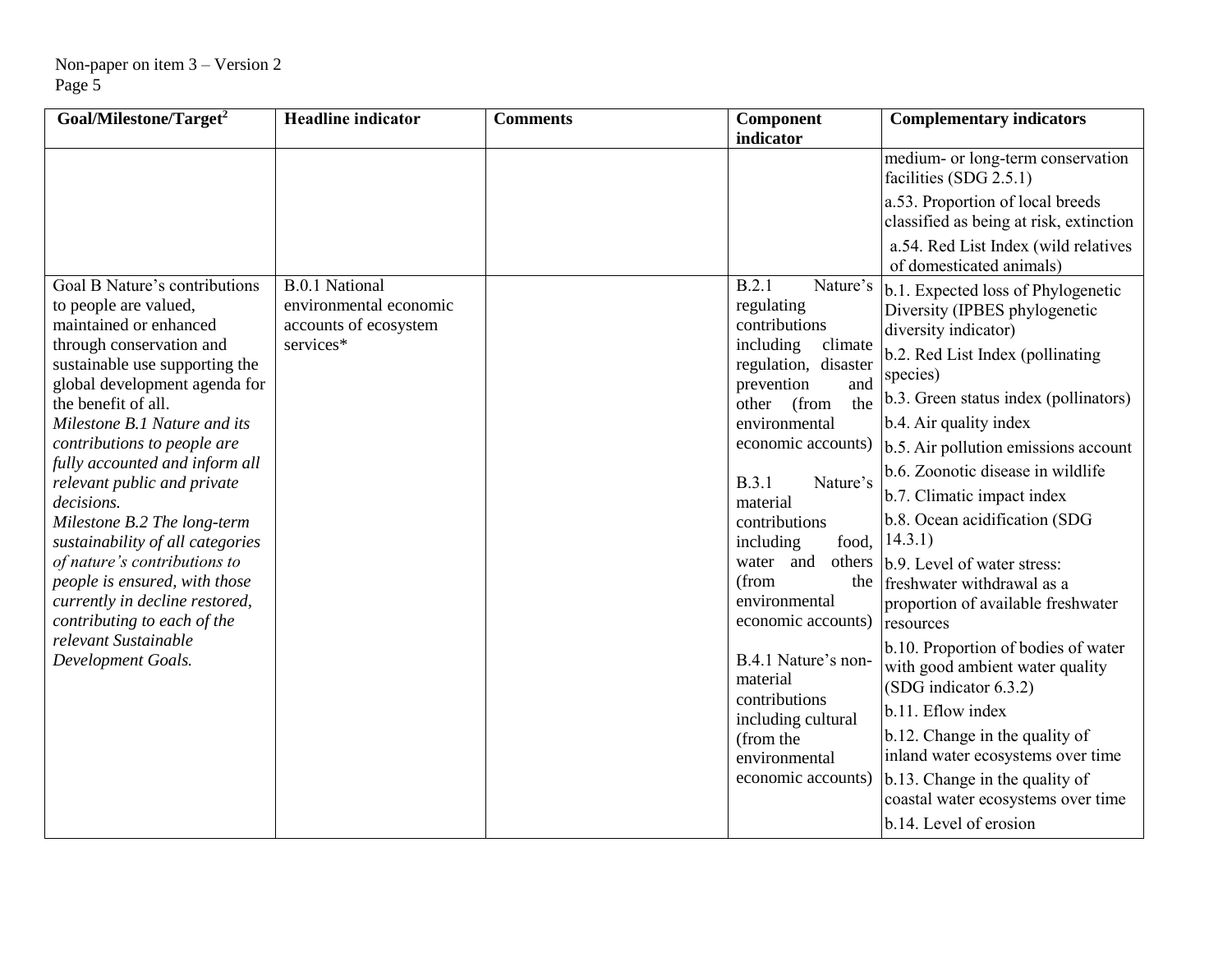| Goal/Milestone/Target[2] | Headline indicator | Comments | Component indicator | Complementary indicators |
|---|---|---|---|---|
| | | | | medium- or long-term conservation facilities (SDG 2.5.1)<br>a.53. Proportion of local breeds classified as being at risk, extinction<br>a.54. Red List Index (wild relatives of domesticated animals) |
| Goal B Nature's contributions to people are valued, maintained or enhanced through conservation and sustainable use supporting the global development agenda for the benefit of all.<br>*Milestone B.1 Nature and its contributions to people are fully accounted and inform all relevant public and private decisions.*<br>*Milestone B.2 The long-term sustainability of all categories of nature's contributions to people is ensured, with those currently in decline restored, contributing to each of the relevant Sustainable Development Goals.* | B.0.1 National environmental economic accounts of ecosystem services* | | B.2.1 Nature's regulating contributions including climate regulation, disaster prevention and other (from the environmental economic accounts)<br><br>B.3.1 Nature's material contributions including food, water and others (from the environmental economic accounts)<br><br>B.4.1 Nature's non-material contributions including cultural (from the environmental economic accounts) | b.1. Expected loss of Phylogenetic Diversity (IPBES phylogenetic diversity indicator)<br>b.2. Red List Index (pollinating species)<br>b.3. Green status index (pollinators)<br>b.4. Air quality index<br>b.5. Air pollution emissions account<br>b.6. Zoonotic disease in wildlife<br>b.7. Climatic impact index<br>b.8. Ocean acidification (SDG 14.3.1)<br>b.9. Level of water stress: freshwater withdrawal as a proportion of available freshwater resources<br>b.10. Proportion of bodies of water with good ambient water quality (SDG indicator 6.3.2)<br>b.11. Eflow index<br>b.12. Change in the quality of inland water ecosystems over time<br>b.13. Change in the quality of coastal water ecosystems over time<br>b.14. Level of erosion |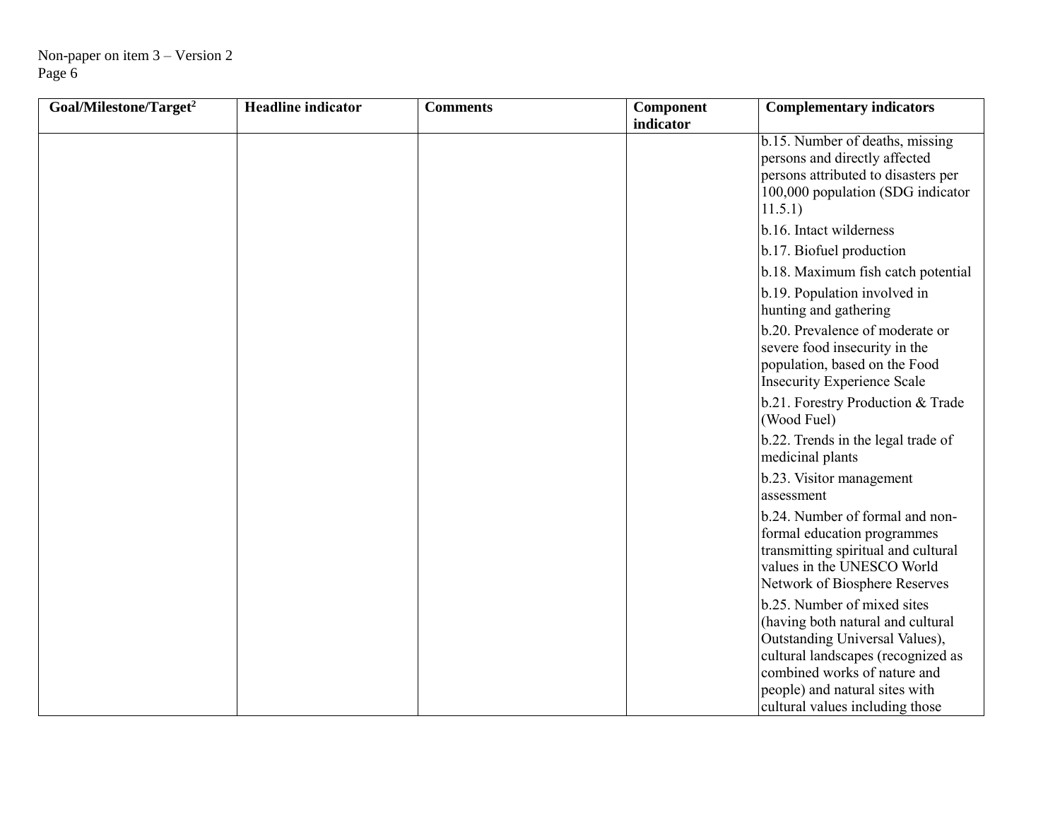| Goal/Milestone/Target[2] | Headline indicator | Comments | Component indicator | Complementary indicators |
|---|---|---|---|---|
| | | | | b.15. Number of deaths, missing persons and directly affected persons attributed to disasters per 100,000 population (SDG indicator 11.5.1) |
| | | | | b.16. Intact wilderness |
| | | | | b.17. Biofuel production |
| | | | | b.18. Maximum fish catch potential |
| | | | | b.19. Population involved in hunting and gathering |
| | | | | b.20. Prevalence of moderate or severe food insecurity in the population, based on the Food Insecurity Experience Scale |
| | | | | b.21. Forestry Production & Trade (Wood Fuel) |
| | | | | b.22. Trends in the legal trade of medicinal plants |
| | | | | b.23. Visitor management assessment |
| | | | | b.24. Number of formal and non-formal education programmes transmitting spiritual and cultural values in the UNESCO World Network of Biosphere Reserves |
| | | | | b.25. Number of mixed sites (having both natural and cultural Outstanding Universal Values), cultural landscapes (recognized as combined works of nature and people) and natural sites with cultural values including those |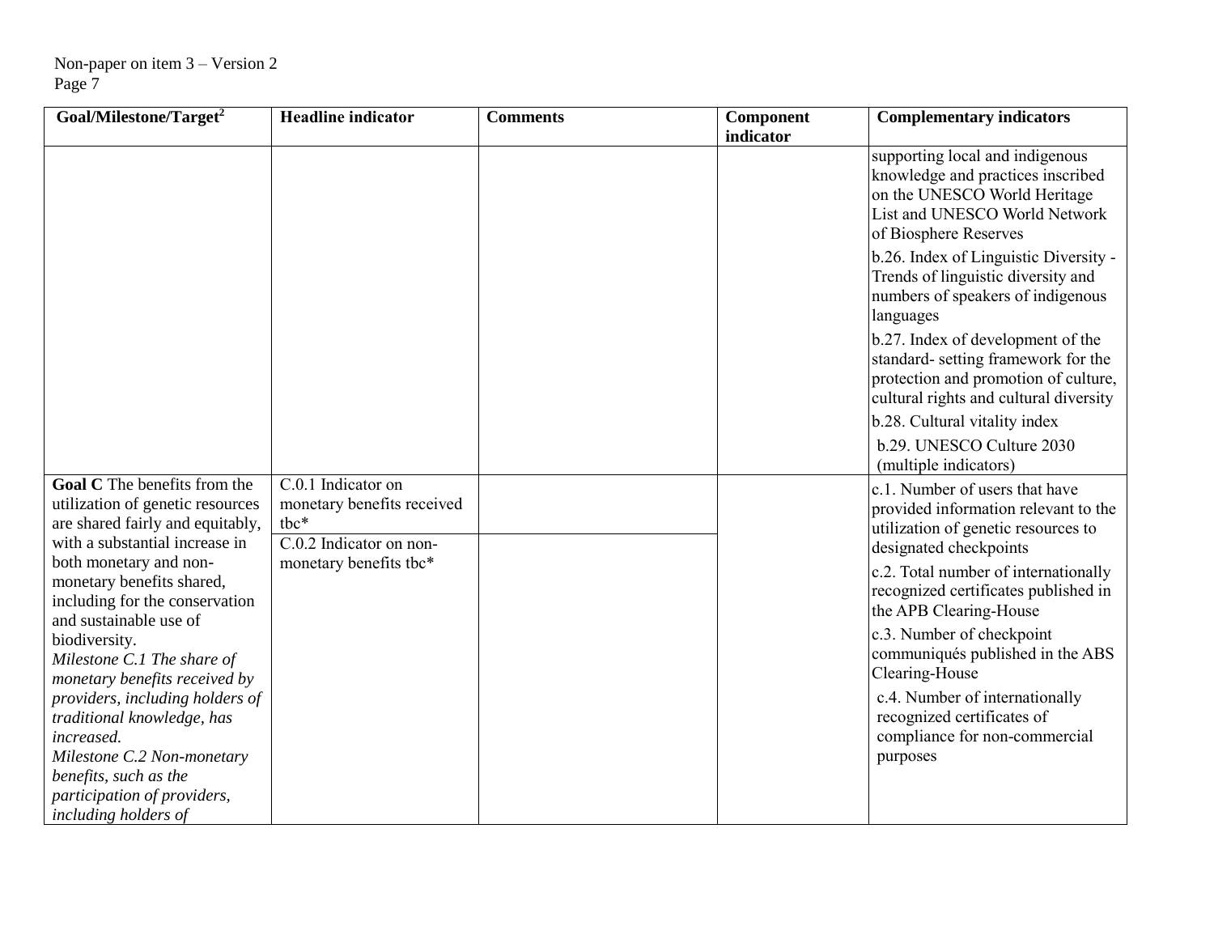| Goal/Milestone/Target[2] | Headline indicator | Comments | Component indicator | Complementary indicators |
|---|---|---|---|---|
| | | | | supporting local and indigenous knowledge and practices inscribed on the UNESCO World Heritage List and UNESCO World Network of Biosphere Reserves<br>b.26. Index of Linguistic Diversity - Trends of linguistic diversity and numbers of speakers of indigenous languages<br>b.27. Index of development of the standard- setting framework for the protection and promotion of culture, cultural rights and cultural diversity<br>b.28. Cultural vitality index<br>b.29. UNESCO Culture 2030 (multiple indicators) |
| **Goal C** The benefits from the utilization of genetic resources are shared fairly and equitably, with a substantial increase in both monetary and non-monetary benefits shared, including for the conservation and sustainable use of biodiversity.<br>*Milestone C.1 The share of monetary benefits received by providers, including holders of traditional knowledge, has increased.*<br>*Milestone C.2 Non-monetary benefits, such as the participation of providers, including holders of* | C.0.1 Indicator on monetary benefits received tbc* | | | c.1. Number of users that have provided information relevant to the utilization of genetic resources to designated checkpoints<br>c.2. Total number of internationally recognized certificates published in the APB Clearing-House<br>c.3. Number of checkpoint communiqués published in the ABS Clearing-House<br>c.4. Number of internationally recognized certificates of compliance for non-commercial purposes |
| | C.0.2 Indicator on non-monetary benefits tbc* | | | |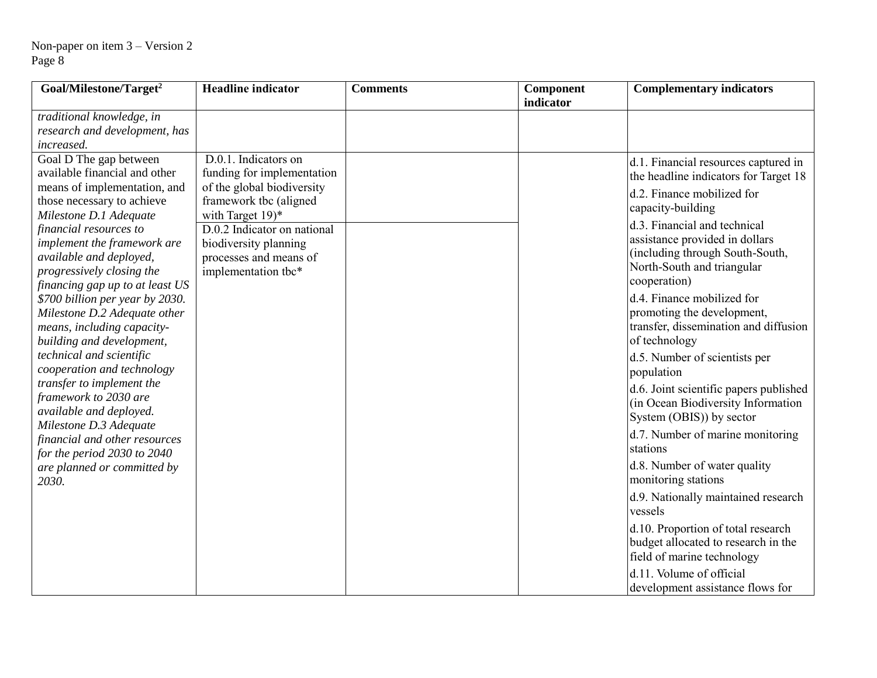| Goal/Milestone/Target[2] | Headline indicator | Comments | Component indicator | Complementary indicators |
|---|---|---|---|---|
| *traditional knowledge, in research and development, has increased.* | | | | |
| Goal D The gap between available financial and other means of implementation, and those necessary to achieve *Milestone D.1 Adequate financial resources to implement the framework are available and deployed, progressively closing the financing gap up to at least US $700 billion per year by 2030. Milestone D.2 Adequate other means, including capacity-building and development, technical and scientific cooperation and technology transfer to implement the framework to 2030 are available and deployed. Milestone D.3 Adequate financial and other resources for the period 2030 to 2040 are planned or committed by 2030.* | D.0.1. Indicators on funding for implementation of the global biodiversity framework tbc (aligned with Target 19)*<br><br>D.0.2 Indicator on national biodiversity planning processes and means of implementation tbc* | | | d.1. Financial resources captured in the headline indicators for Target 18<br><br>d.2. Finance mobilized for capacity-building<br><br>d.3. Financial and technical assistance provided in dollars (including through South-South, North-South and triangular cooperation)<br><br>d.4. Finance mobilized for promoting the development, transfer, dissemination and diffusion of technology<br><br>d.5. Number of scientists per population<br><br>d.6. Joint scientific papers published (in Ocean Biodiversity Information System (OBIS)) by sector<br><br>d.7. Number of marine monitoring stations<br><br>d.8. Number of water quality monitoring stations<br><br>d.9. Nationally maintained research vessels<br><br>d.10. Proportion of total research budget allocated to research in the field of marine technology<br><br>d.11. Volume of official development assistance flows for |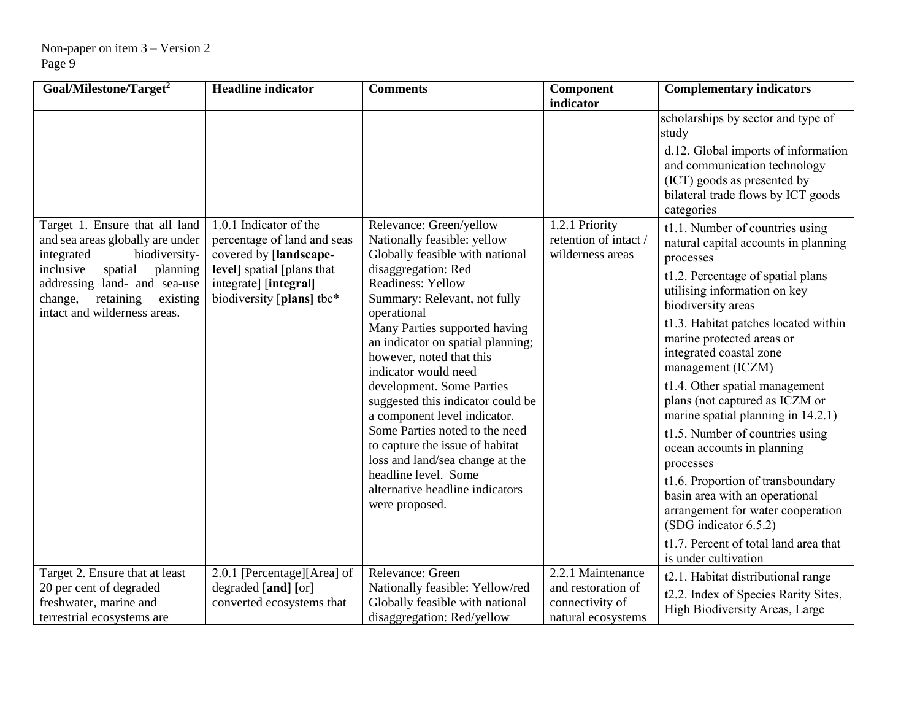| Goal/Milestone/Target[2] | Headline indicator | Comments | Component indicator | Complementary indicators |
|---|---|---|---|---|
| | | | | scholarships by sector and type of study<br>d.12. Global imports of information and communication technology (ICT) goods as presented by bilateral trade flows by ICT goods categories |
| Target 1. Ensure that all land and sea areas globally are under integrated biodiversity-inclusive spatial planning addressing land- and sea-use change, retaining existing intact and wilderness areas. | 1.0.1 Indicator of the percentage of land and seas covered by [**landscape-level**] spatial [plans that integrate] [**integral**] biodiversity [**plans**] tbc* | Relevance: Green/yellow<br>Nationally feasible: yellow<br>Globally feasible with national disaggregation: Red<br>Readiness: Yellow<br>Summary: Relevant, not fully operational<br>Many Parties supported having an indicator on spatial planning; however, noted that this indicator would need development. Some Parties suggested this indicator could be a component level indicator. Some Parties noted to the need to capture the issue of habitat loss and land/sea change at the headline level. Some alternative headline indicators were proposed. | 1.2.1 Priority retention of intact / wilderness areas | t1.1. Number of countries using natural capital accounts in planning processes<br>t1.2. Percentage of spatial plans utilising information on key biodiversity areas<br>t1.3. Habitat patches located within marine protected areas or integrated coastal zone management (ICZM)<br>t1.4. Other spatial management plans (not captured as ICZM or marine spatial planning in 14.2.1)<br>t1.5. Number of countries using ocean accounts in planning processes<br>t1.6. Proportion of transboundary basin area with an operational arrangement for water cooperation (SDG indicator 6.5.2)<br>t1.7. Percent of total land area that is under cultivation |
| Target 2. Ensure that at least 20 per cent of degraded freshwater, marine and terrestrial ecosystems are | 2.0.1 [Percentage][Area] of degraded [**and**] [or] converted ecosystems that | Relevance: Green<br>Nationally feasible: Yellow/red<br>Globally feasible with national disaggregation: Red/yellow | 2.2.1 Maintenance and restoration of connectivity of natural ecosystems | t2.1. Habitat distributional range<br>t2.2. Index of Species Rarity Sites, High Biodiversity Areas, Large |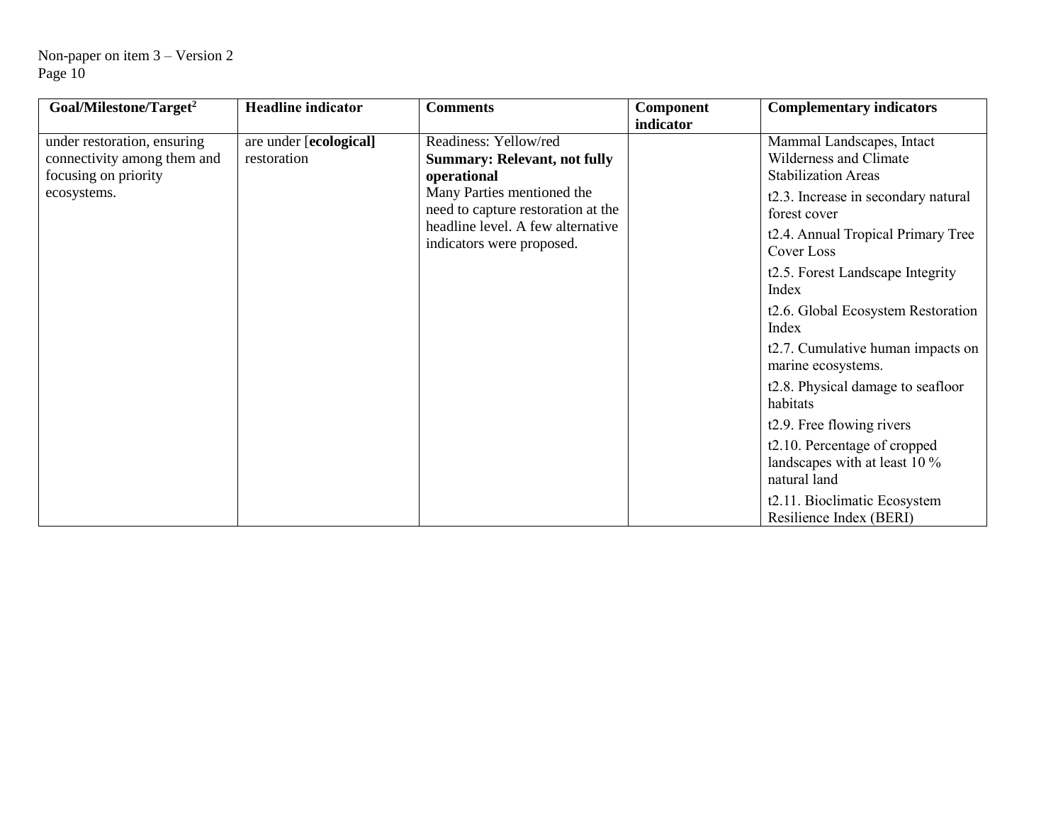| Goal/Milestone/Target[2] | Headline indicator | Comments | Component indicator | Complementary indicators |
|---|---|---|---|---|
| under restoration, ensuring connectivity among them and focusing on priority ecosystems. | are under [**ecological**] restoration | Readiness: Yellow/red<br>**Summary: Relevant, not fully operational**<br>Many Parties mentioned the need to capture restoration at the headline level. A few alternative indicators were proposed. | | Mammal Landscapes, Intact Wilderness and Climate Stabilization Areas<br>t2.3. Increase in secondary natural forest cover<br>t2.4. Annual Tropical Primary Tree Cover Loss<br>t2.5. Forest Landscape Integrity Index<br>t2.6. Global Ecosystem Restoration Index<br>t2.7. Cumulative human impacts on marine ecosystems.<br>t2.8. Physical damage to seafloor habitats<br>t2.9. Free flowing rivers<br>t2.10. Percentage of cropped landscapes with at least 10 % natural land<br>t2.11. Bioclimatic Ecosystem Resilience Index (BERI) |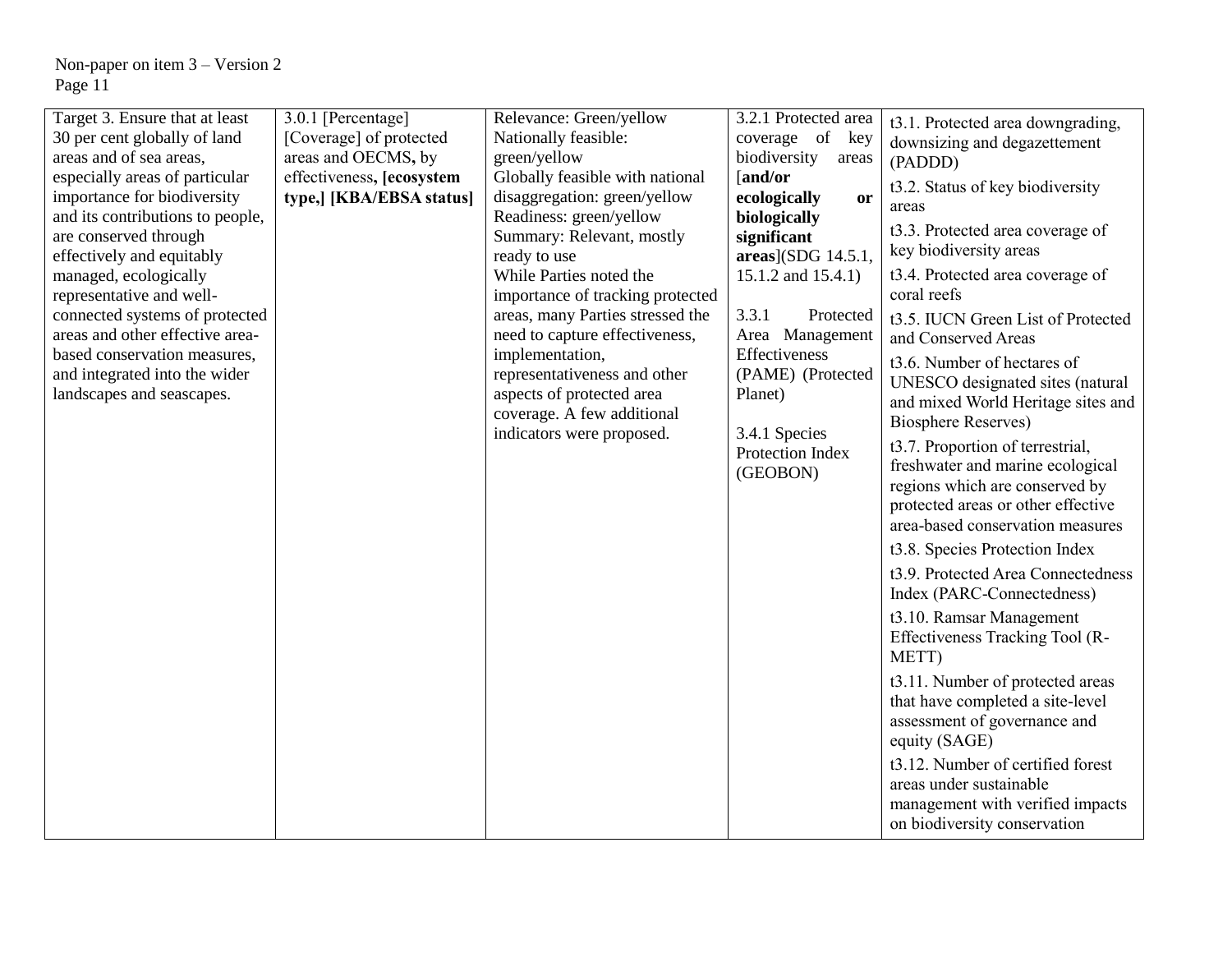| Target 3. Ensure that at least 30 per cent globally of land areas and of sea areas, especially areas of particular importance for biodiversity and its contributions to people, are conserved through effectively and equitably managed, ecologically representative and well-connected systems of protected areas and other effective area-based conservation measures, and integrated into the wider landscapes and seascapes. | 3.0.1 [Percentage] [Coverage] of protected areas and OECMS**,** by effectiveness**, [ecosystem type,] [KBA/EBSA status]** | Relevance: Green/yellow<br>Nationally feasible: green/yellow<br>Globally feasible with national disaggregation: green/yellow<br>Readiness: green/yellow<br>Summary: Relevant, mostly ready to use<br>While Parties noted the importance of tracking protected areas, many Parties stressed the need to capture effectiveness, implementation, representativeness and other aspects of protected area coverage. A few additional indicators were proposed. | 3.2.1 Protected area coverage of key biodiversity areas [**and/or ecologically or biologically significant areas**](SDG 14.5.1, 15.1.2 and 15.4.1)<br><br>3.3.1 Protected Area Management Effectiveness (PAME) (Protected Planet)<br><br>3.4.1 Species Protection Index (GEOBON) | t3.1. Protected area downgrading, downsizing and degazettement (PADDD)<br>t3.2. Status of key biodiversity areas<br>t3.3. Protected area coverage of key biodiversity areas<br>t3.4. Protected area coverage of coral reefs<br>t3.5. IUCN Green List of Protected and Conserved Areas<br>t3.6. Number of hectares of UNESCO designated sites (natural and mixed World Heritage sites and Biosphere Reserves)<br>t3.7. Proportion of terrestrial, freshwater and marine ecological regions which are conserved by protected areas or other effective area-based conservation measures<br>t3.8. Species Protection Index<br>t3.9. Protected Area Connectedness Index (PARC-Connectedness)<br>t3.10. Ramsar Management Effectiveness Tracking Tool (R-METT)<br>t3.11. Number of protected areas that have completed a site-level assessment of governance and equity (SAGE)<br>t3.12. Number of certified forest areas under sustainable management with verified impacts on biodiversity conservation |
|---|---|---|---|---|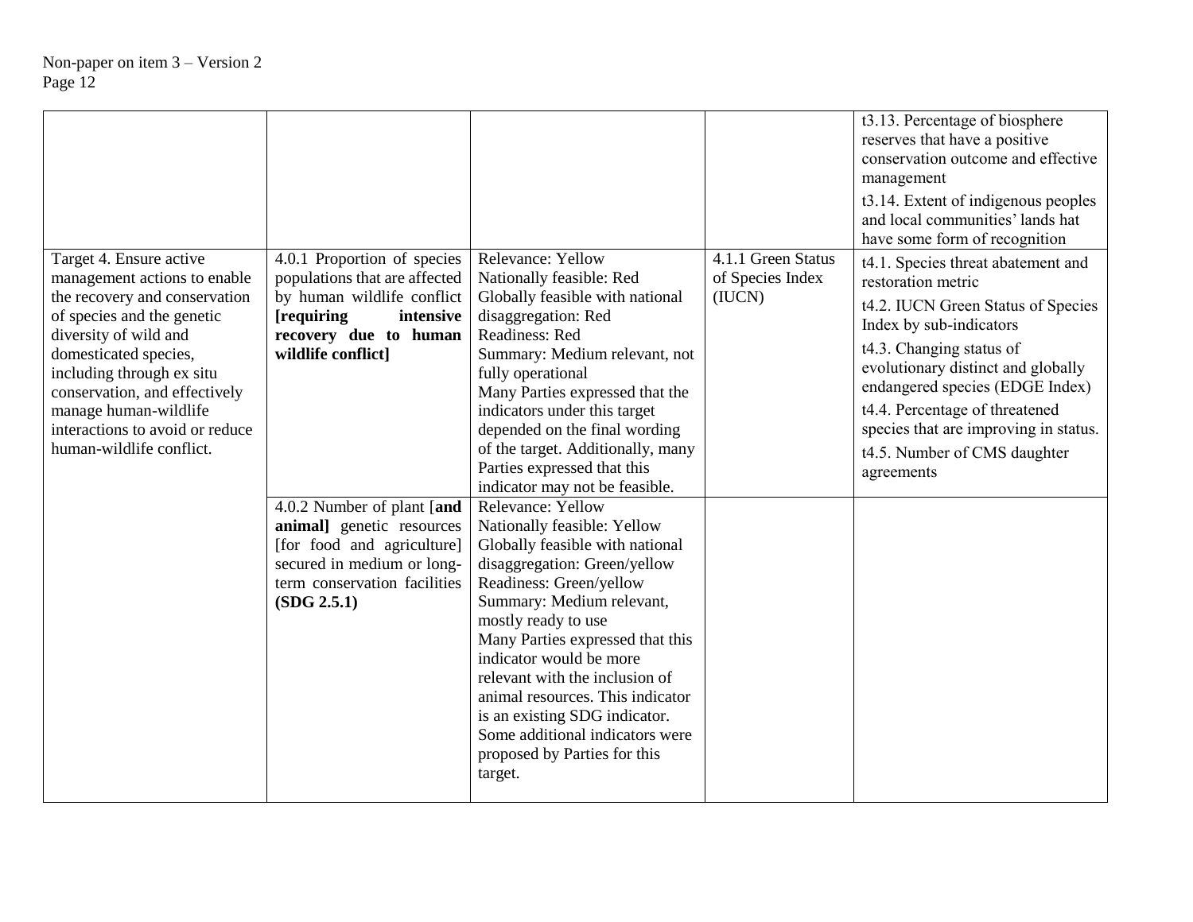| | | | | |
|---|---|---|---|---|
| | | | | t3.13. Percentage of biosphere reserves that have a positive conservation outcome and effective management<br>t3.14. Extent of indigenous peoples and local communities' lands hat have some form of recognition |
| Target 4. Ensure active management actions to enable the recovery and conservation of species and the genetic diversity of wild and domesticated species, including through ex situ conservation, and effectively manage human-wildlife interactions to avoid or reduce human-wildlife conflict. | 4.0.1 Proportion of species populations that are affected by human wildlife conflict **[requiring intensive recovery due to human wildlife conflict]** | Relevance: Yellow<br>Nationally feasible: Red<br>Globally feasible with national disaggregation: Red<br>Readiness: Red<br>Summary: Medium relevant, not fully operational<br>Many Parties expressed that the indicators under this target depended on the final wording of the target. Additionally, many Parties expressed that this indicator may not be feasible. | 4.1.1 Green Status of Species Index (IUCN) | t4.1. Species threat abatement and restoration metric<br>t4.2. IUCN Green Status of Species Index by sub-indicators<br>t4.3. Changing status of evolutionary distinct and globally endangered species (EDGE Index)<br>t4.4. Percentage of threatened species that are improving in status.<br>t4.5. Number of CMS daughter agreements |
| | 4.0.2 Number of plant [**and animal]** genetic resources [for food and agriculture] secured in medium or long-term conservation facilities **(SDG 2.5.1)** | Relevance: Yellow<br>Nationally feasible: Yellow<br>Globally feasible with national disaggregation: Green/yellow<br>Readiness: Green/yellow<br>Summary: Medium relevant, mostly ready to use<br>Many Parties expressed that this indicator would be more relevant with the inclusion of animal resources. This indicator is an existing SDG indicator. Some additional indicators were proposed by Parties for this target. | | |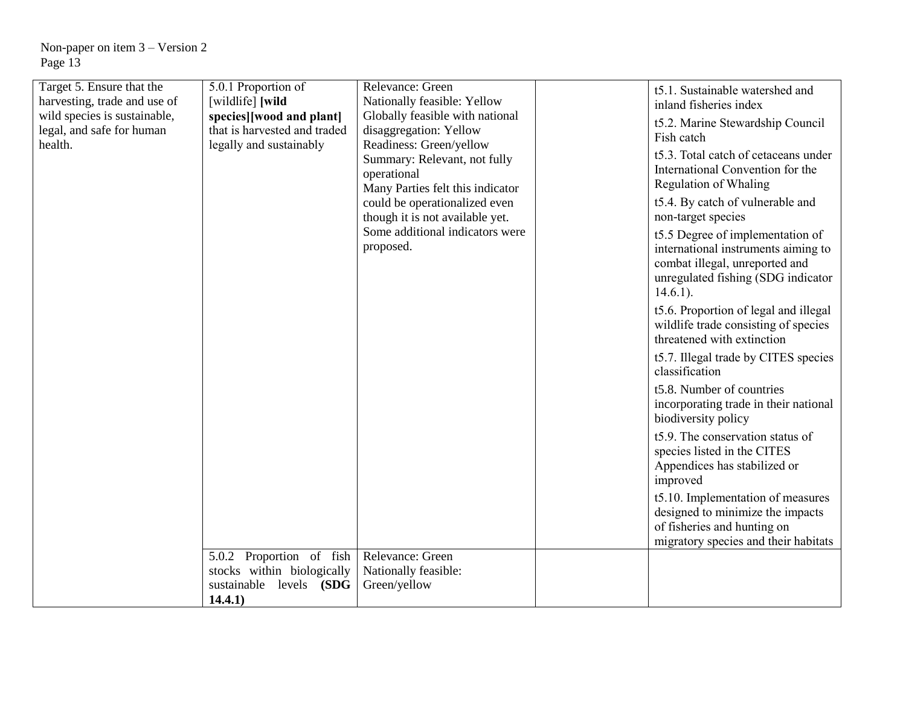| Target 5. Ensure that the harvesting, trade and use of wild species is sustainable, legal, and safe for human health. | 5.0.1 Proportion of [wildlife] **[wild species][wood and plant]** that is harvested and traded legally and sustainably | Relevance: Green<br>Nationally feasible: Yellow<br>Globally feasible with national disaggregation: Yellow<br>Readiness: Green/yellow<br>Summary: Relevant, not fully operational<br>Many Parties felt this indicator could be operationalized even though it is not available yet. Some additional indicators were proposed. | | t5.1. Sustainable watershed and inland fisheries index<br>t5.2. Marine Stewardship Council Fish catch<br>t5.3. Total catch of cetaceans under International Convention for the Regulation of Whaling<br>t5.4. By catch of vulnerable and non-target species<br>t5.5 Degree of implementation of international instruments aiming to combat illegal, unreported and unregulated fishing (SDG indicator 14.6.1).<br>t5.6. Proportion of legal and illegal wildlife trade consisting of species threatened with extinction<br>t5.7. Illegal trade by CITES species classification<br>t5.8. Number of countries incorporating trade in their national biodiversity policy<br>t5.9. The conservation status of species listed in the CITES Appendices has stabilized or improved<br>t5.10. Implementation of measures designed to minimize the impacts of fisheries and hunting on migratory species and their habitats |
|---|---|---|---|---|
| | 5.0.2 Proportion of fish stocks within biologically sustainable levels **(SDG 14.4.1)** | Relevance: Green<br>Nationally feasible: Green/yellow | | |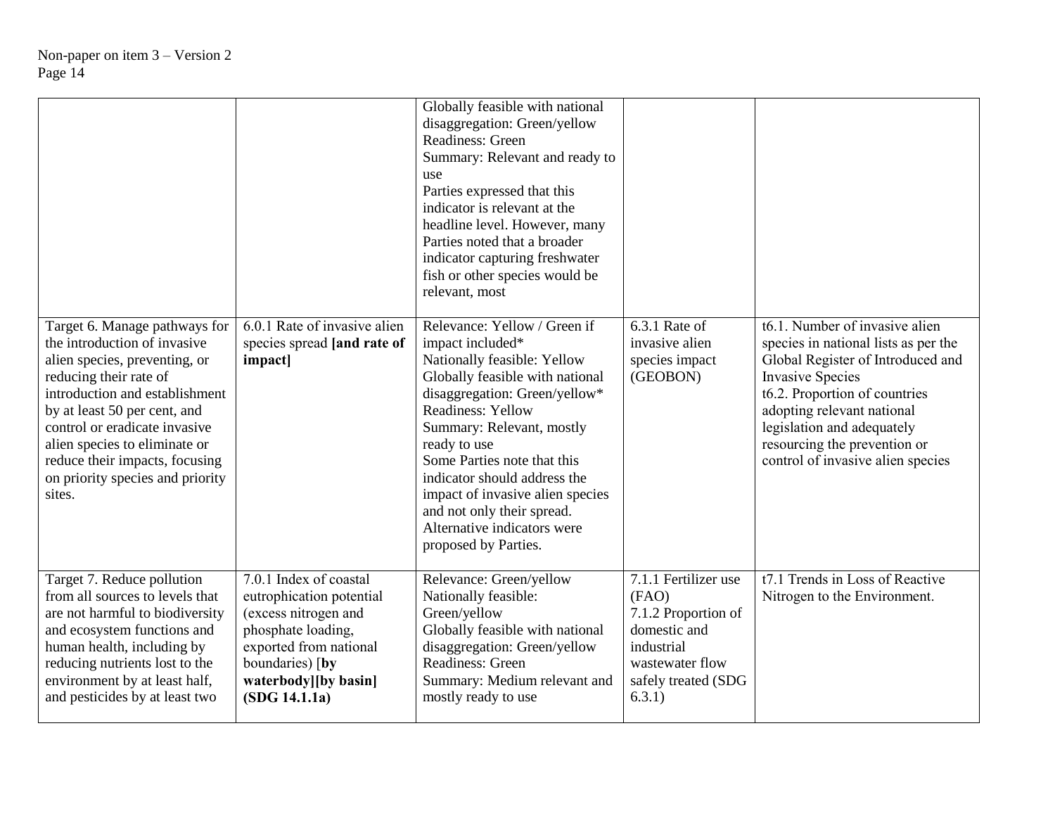| | | | | |
|---|---|---|---|---|
| | | Globally feasible with national disaggregation: Green/yellow<br>Readiness: Green<br>Summary: Relevant and ready to use<br>Parties expressed that this indicator is relevant at the headline level. However, many Parties noted that a broader indicator capturing freshwater fish or other species would be relevant, most | | |
| Target 6. Manage pathways for the introduction of invasive alien species, preventing, or reducing their rate of introduction and establishment by at least 50 per cent, and control or eradicate invasive alien species to eliminate or reduce their impacts, focusing on priority species and priority sites. | 6.0.1 Rate of invasive alien species spread **[and rate of impact]** | Relevance: Yellow / Green if impact included*<br>Nationally feasible: Yellow<br>Globally feasible with national disaggregation: Green/yellow*<br>Readiness: Yellow<br>Summary: Relevant, mostly ready to use<br>Some Parties note that this indicator should address the impact of invasive alien species and not only their spread. Alternative indicators were proposed by Parties. | 6.3.1 Rate of invasive alien species impact (GEOBON) | t6.1. Number of invasive alien species in national lists as per the Global Register of Introduced and Invasive Species<br>t6.2. Proportion of countries adopting relevant national legislation and adequately resourcing the prevention or control of invasive alien species |
| Target 7. Reduce pollution from all sources to levels that are not harmful to biodiversity and ecosystem functions and human health, including by reducing nutrients lost to the environment by at least half, and pesticides by at least two | 7.0.1 Index of coastal eutrophication potential (excess nitrogen and phosphate loading, exported from national boundaries) [**by waterbody][by basin] (SDG 14.1.1a)** | Relevance: Green/yellow<br>Nationally feasible: Green/yellow<br>Globally feasible with national disaggregation: Green/yellow<br>Readiness: Green<br>Summary: Medium relevant and mostly ready to use | 7.1.1 Fertilizer use (FAO)<br>7.1.2 Proportion of domestic and industrial wastewater flow safely treated (SDG 6.3.1) | t7.1 Trends in Loss of Reactive Nitrogen to the Environment. |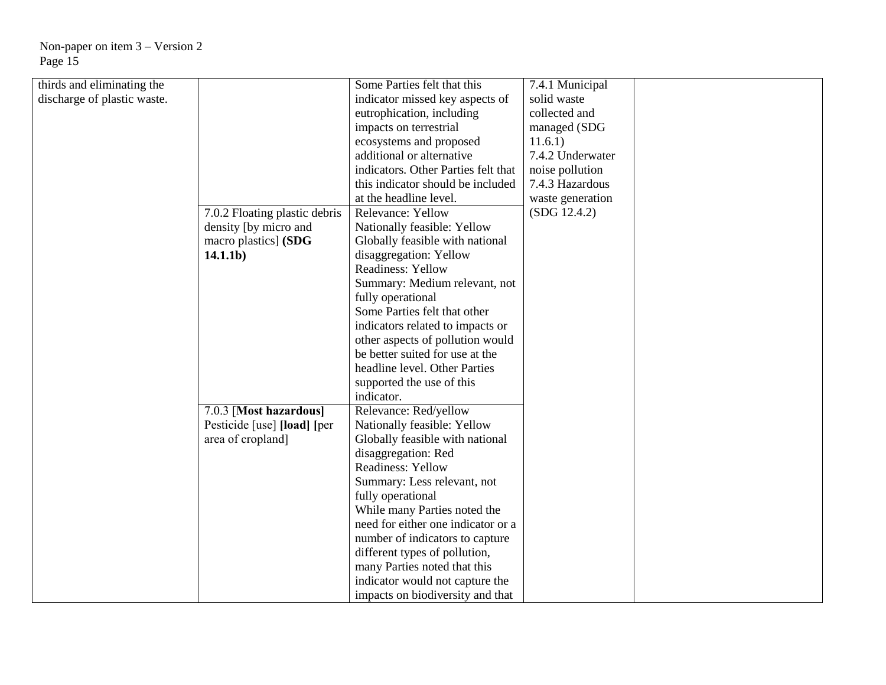| | | | | |
|---|---|---|---|---|
| thirds and eliminating the discharge of plastic waste. | | Some Parties felt that this indicator missed key aspects of eutrophication, including impacts on terrestrial ecosystems and proposed additional or alternative indicators. Other Parties felt that this indicator should be included at the headline level. | 7.4.1 Municipal solid waste collected and managed (SDG 11.6.1)<br>7.4.2 Underwater noise pollution<br>7.4.3 Hazardous waste generation (SDG 12.4.2) | |
| | 7.0.2 Floating plastic debris density [by micro and macro plastics] **(SDG 14.1.1b)** | Relevance: Yellow<br>Nationally feasible: Yellow<br>Globally feasible with national disaggregation: Yellow<br>Readiness: Yellow<br>Summary: Medium relevant, not fully operational<br>Some Parties felt that other indicators related to impacts or other aspects of pollution would be better suited for use at the headline level. Other Parties supported the use of this indicator. | | |
| | 7.0.3 [**Most hazardous]** Pesticide [use] **[load] [**per area of cropland] | Relevance: Red/yellow<br>Nationally feasible: Yellow<br>Globally feasible with national disaggregation: Red<br>Readiness: Yellow<br>Summary: Less relevant, not fully operational<br>While many Parties noted the need for either one indicator or a number of indicators to capture different types of pollution, many Parties noted that this indicator would not capture the impacts on biodiversity and that | | |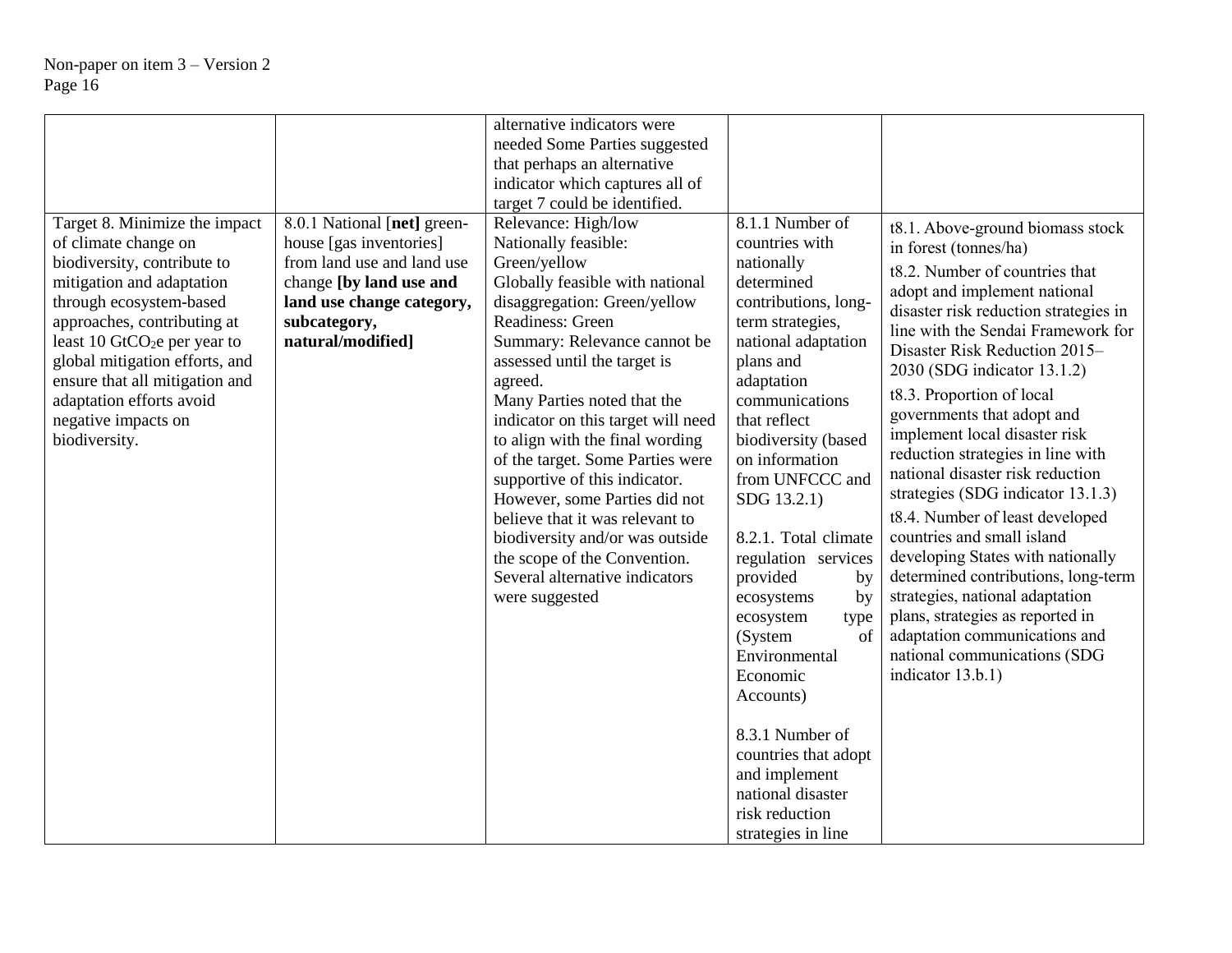| | | | | |
|---|---|---|---|---|
| | | alternative indicators were needed Some Parties suggested that perhaps an alternative indicator which captures all of target 7 could be identified. | | |
| Target 8. Minimize the impact of climate change on biodiversity, contribute to mitigation and adaptation through ecosystem-based approaches, contributing at least 10 $GtCO_2e$ per year to global mitigation efforts, and ensure that all mitigation and adaptation efforts avoid negative impacts on biodiversity. | 8.0.1 National [**net]** green-house [gas inventories] from land use and land use change **[by land use and land use change category, subcategory, natural/modified]** | Relevance: High/low<br>Nationally feasible: Green/yellow<br>Globally feasible with national disaggregation: Green/yellow<br>Readiness: Green<br>Summary: Relevance cannot be assessed until the target is agreed.<br>Many Parties noted that the indicator on this target will need to align with the final wording of the target. Some Parties were supportive of this indicator. However, some Parties did not believe that it was relevant to biodiversity and/or was outside the scope of the Convention. Several alternative indicators were suggested | 8.1.1 Number of countries with nationally determined contributions, long-term strategies, national adaptation plans and adaptation communications that reflect biodiversity (based on information from UNFCCC and SDG 13.2.1)<br><br>8.2.1. Total climate regulation services provided by ecosystems by ecosystem type (System of Environmental Economic Accounts)<br><br>8.3.1 Number of countries that adopt and implement national disaster risk reduction strategies in line | t8.1. Above-ground biomass stock in forest (tonnes/ha)<br>t8.2. Number of countries that adopt and implement national disaster risk reduction strategies in line with the Sendai Framework for Disaster Risk Reduction 2015–2030 (SDG indicator 13.1.2)<br>t8.3. Proportion of local governments that adopt and implement local disaster risk reduction strategies in line with national disaster risk reduction strategies (SDG indicator 13.1.3)<br>t8.4. Number of least developed countries and small island developing States with nationally determined contributions, long-term strategies, national adaptation plans, strategies as reported in adaptation communications and national communications (SDG indicator 13.b.1) |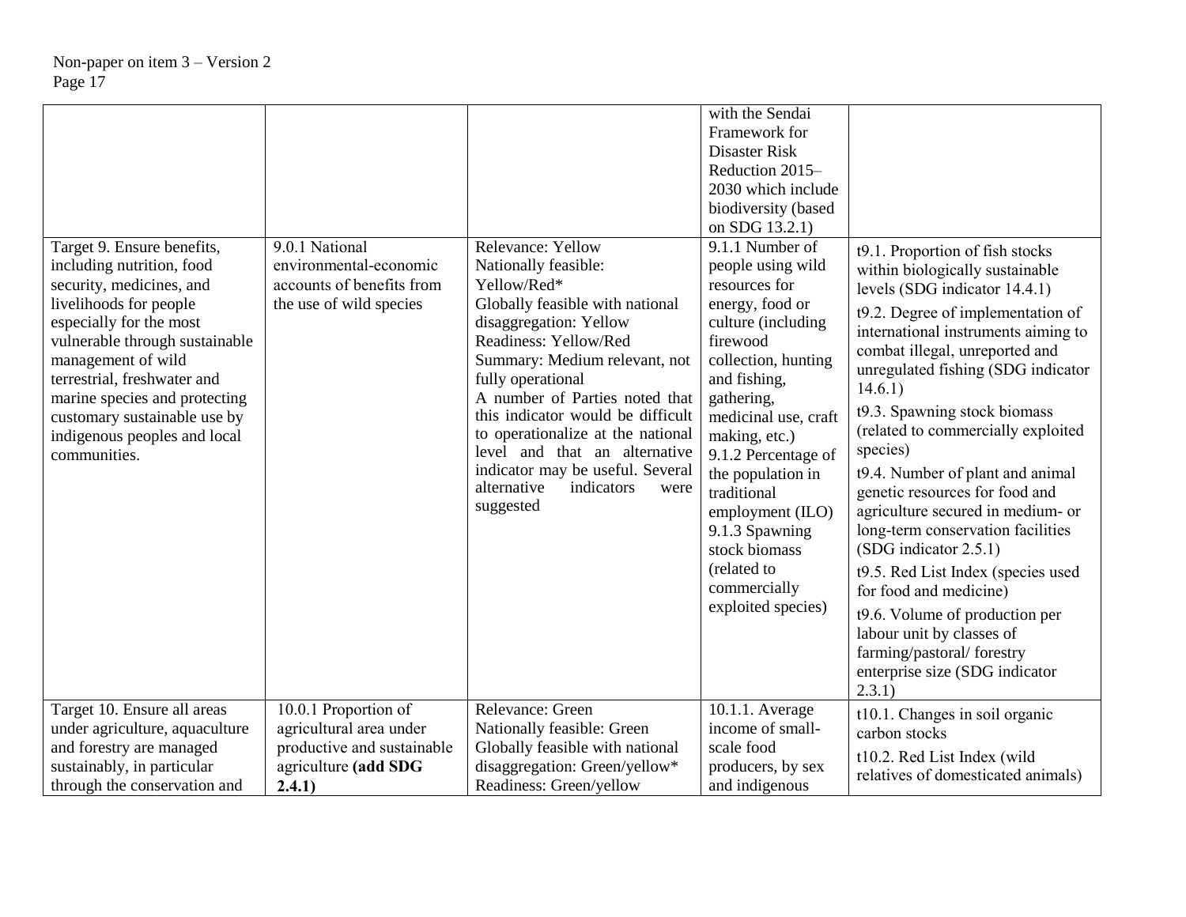| | | | | |
|---|---|---|---|---|
| | | | with the Sendai Framework for Disaster Risk Reduction 2015–2030 which include biodiversity (based on SDG 13.2.1) | |
| Target 9. Ensure benefits, including nutrition, food security, medicines, and livelihoods for people especially for the most vulnerable through sustainable management of wild terrestrial, freshwater and marine species and protecting customary sustainable use by indigenous peoples and local communities. | 9.0.1 National environmental-economic accounts of benefits from the use of wild species | Relevance: Yellow<br>Nationally feasible: Yellow/Red*<br>Globally feasible with national disaggregation: Yellow<br>Readiness: Yellow/Red<br>Summary: Medium relevant, not fully operational<br>A number of Parties noted that this indicator would be difficult to operationalize at the national level and that an alternative indicator may be useful. Several alternative indicators were suggested | 9.1.1 Number of people using wild resources for energy, food or culture (including firewood collection, hunting and fishing, gathering, medicinal use, craft making, etc.)<br>9.1.2 Percentage of the population in traditional employment (ILO)<br>9.1.3 Spawning stock biomass (related to commercially exploited species) | t9.1. Proportion of fish stocks within biologically sustainable levels (SDG indicator 14.4.1)<br>t9.2. Degree of implementation of international instruments aiming to combat illegal, unreported and unregulated fishing (SDG indicator 14.6.1)<br>t9.3. Spawning stock biomass (related to commercially exploited species)<br>t9.4. Number of plant and animal genetic resources for food and agriculture secured in medium- or long-term conservation facilities (SDG indicator 2.5.1)<br>t9.5. Red List Index (species used for food and medicine)<br>t9.6. Volume of production per labour unit by classes of farming/pastoral/ forestry enterprise size (SDG indicator 2.3.1) |
| Target 10. Ensure all areas under agriculture, aquaculture and forestry are managed sustainably, in particular through the conservation and | 10.0.1 Proportion of agricultural area under productive and sustainable agriculture **(add SDG 2.4.1)** | Relevance: Green<br>Nationally feasible: Green<br>Globally feasible with national disaggregation: Green/yellow*<br>Readiness: Green/yellow | 10.1.1. Average income of small-scale food producers, by sex and indigenous | t10.1. Changes in soil organic carbon stocks<br>t10.2. Red List Index (wild relatives of domesticated animals) |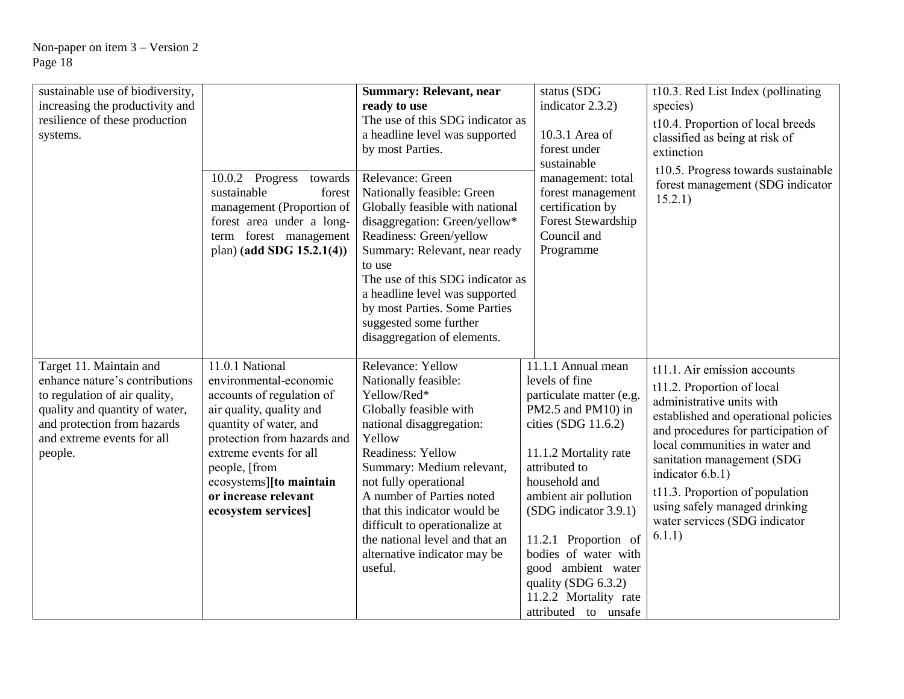| | | | | |
|---|---|---|---|---|
| sustainable use of biodiversity, increasing the productivity and resilience of these production systems. | | **Summary: Relevant, near ready to use**<br>The use of this SDG indicator as a headline level was supported by most Parties. | status (SDG indicator 2.3.2)<br><br>10.3.1 Area of forest under sustainable management: total forest management certification by Forest Stewardship Council and Programme | t10.3. Red List Index (pollinating species)<br>t10.4. Proportion of local breeds classified as being at risk of extinction<br>t10.5. Progress towards sustainable forest management (SDG indicator 15.2.1) |
| | 10.0.2 Progress towards sustainable forest management (Proportion of forest area under a long-term forest management plan) **(add SDG 15.2.1(4))** | Relevance: Green<br>Nationally feasible: Green<br>Globally feasible with national disaggregation: Green/yellow*<br>Readiness: Green/yellow<br>Summary: Relevant, near ready to use<br>The use of this SDG indicator as a headline level was supported by most Parties. Some Parties suggested some further disaggregation of elements. | | |
| Target 11. Maintain and enhance nature's contributions to regulation of air quality, quality and quantity of water, and protection from hazards and extreme events for all people. | 11.0.1 National environmental-economic accounts of regulation of air quality, quality and quantity of water, and protection from hazards and extreme events for all people, [from ecosystems]**[to maintain or increase relevant ecosystem services]** | Relevance: Yellow<br>Nationally feasible: Yellow/Red*<br>Globally feasible with national disaggregation: Yellow<br>Readiness: Yellow<br>Summary: Medium relevant, not fully operational<br>A number of Parties noted that this indicator would be difficult to operationalize at the national level and that an alternative indicator may be useful. | 11.1.1 Annual mean levels of fine particulate matter (e.g. PM2.5 and PM10) in cities (SDG 11.6.2)<br><br>11.1.2 Mortality rate attributed to household and ambient air pollution (SDG indicator 3.9.1)<br><br>11.2.1 Proportion of bodies of water with good ambient water quality (SDG 6.3.2)<br>11.2.2 Mortality rate attributed to unsafe | t11.1. Air emission accounts<br>t11.2. Proportion of local administrative units with established and operational policies and procedures for participation of local communities in water and sanitation management (SDG indicator 6.b.1)<br>t11.3. Proportion of population using safely managed drinking water services (SDG indicator 6.1.1) |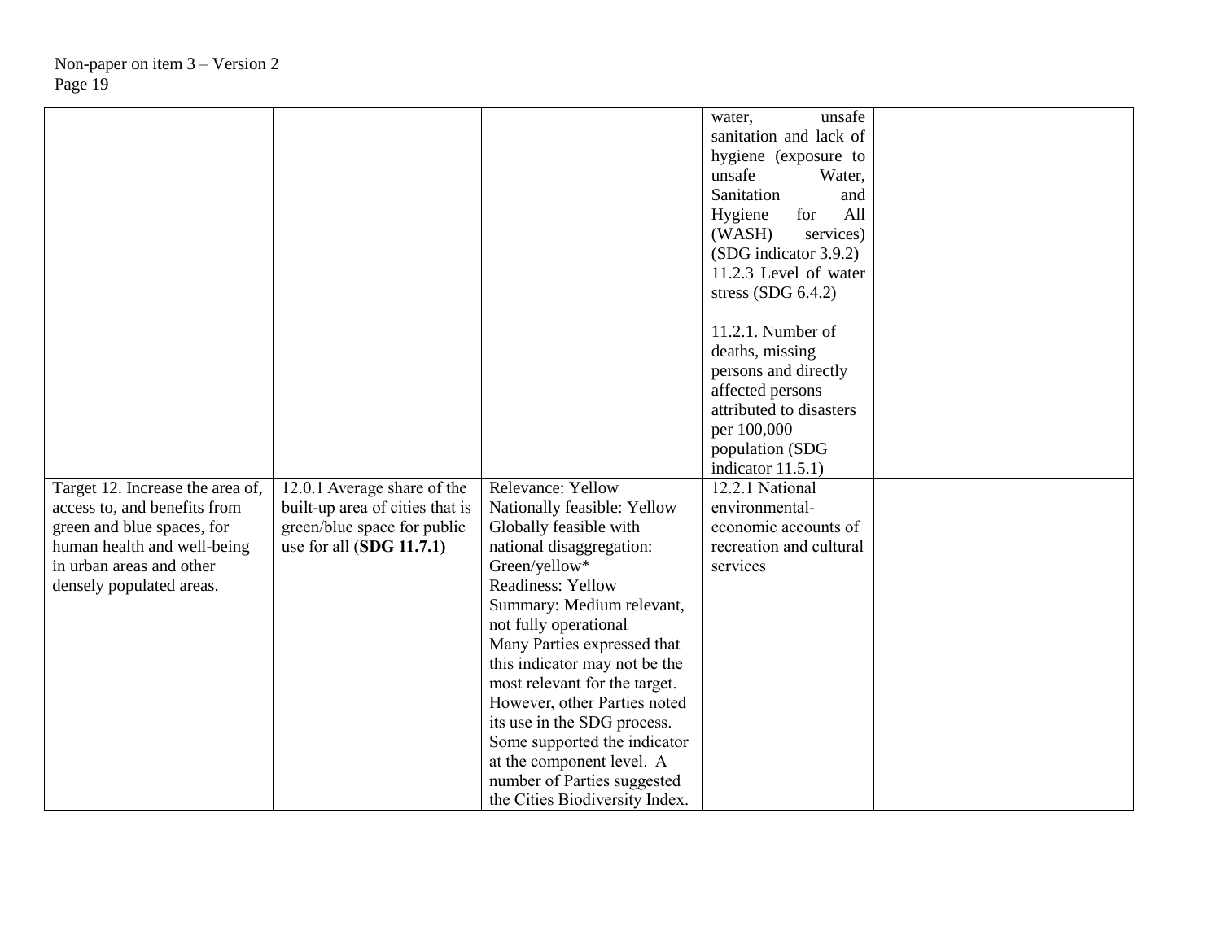| | | | | |
|---|---|---|---|---|
| | | | water, unsafe sanitation and lack of hygiene (exposure to unsafe Water, Sanitation and Hygiene for All (WASH) services) (SDG indicator 3.9.2)<br>11.2.3 Level of water stress (SDG 6.4.2)<br><br>11.2.1. Number of deaths, missing persons and directly affected persons attributed to disasters per 100,000 population (SDG indicator 11.5.1) | |
| Target 12. Increase the area of, access to, and benefits from green and blue spaces, for human health and well-being in urban areas and other densely populated areas. | 12.0.1 Average share of the built-up area of cities that is green/blue space for public use for all (**SDG 11.7.1**) | Relevance: Yellow<br>Nationally feasible: Yellow<br>Globally feasible with national disaggregation: Green/yellow*<br>Readiness: Yellow<br>Summary: Medium relevant, not fully operational<br>Many Parties expressed that this indicator may not be the most relevant for the target. However, other Parties noted its use in the SDG process. Some supported the indicator at the component level. A number of Parties suggested the Cities Biodiversity Index. | 12.2.1 National environmental-economic accounts of recreation and cultural services | |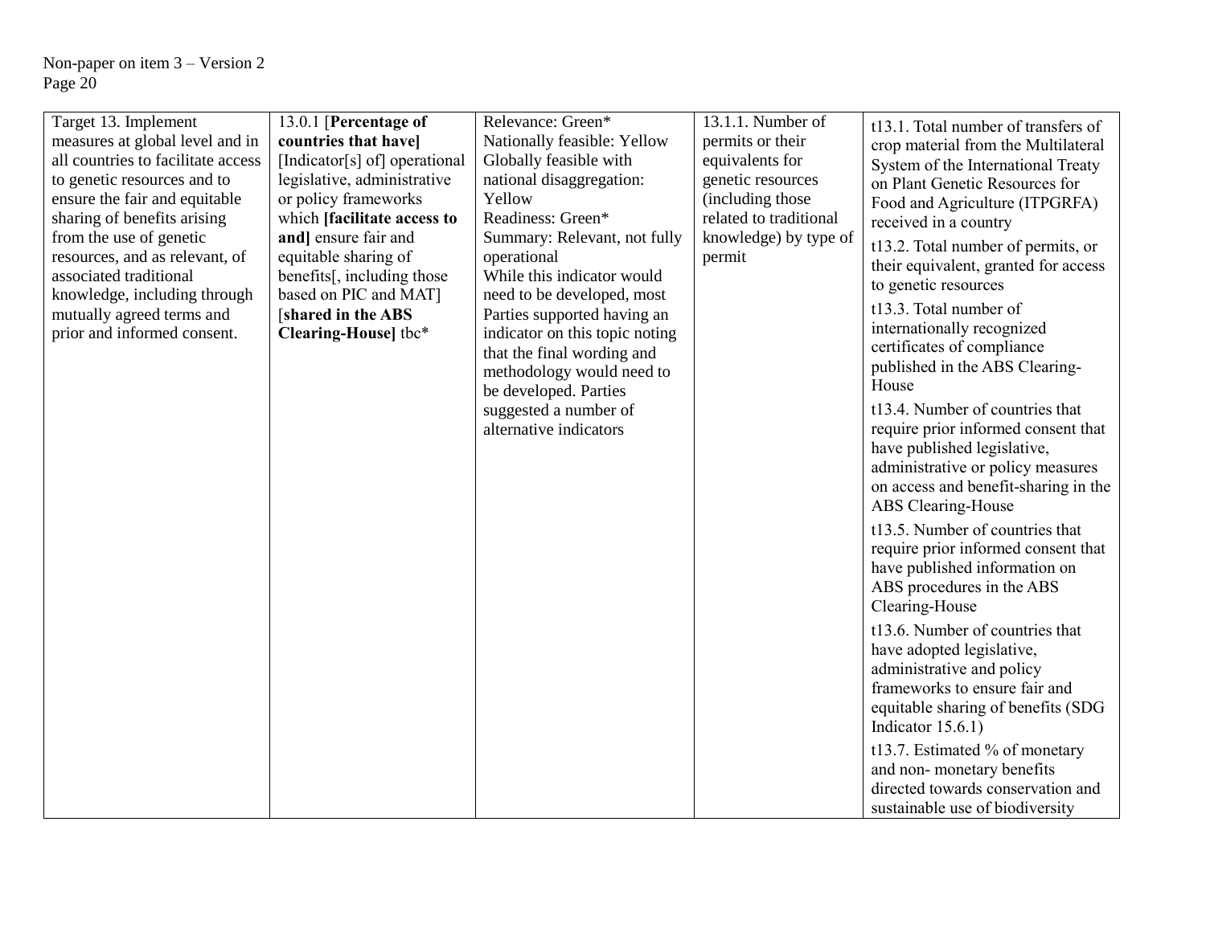| Target 13. Implement measures at global level and in all countries to facilitate access to genetic resources and to ensure the fair and equitable sharing of benefits arising from the use of genetic resources, and as relevant, of associated traditional knowledge, including through mutually agreed terms and prior and informed consent. | 13.0.1 [**Percentage of countries that have]** [Indicator[s] of] operational legislative, administrative or policy frameworks which **[facilitate access to and]** ensure fair and equitable sharing of benefits[, including those based on PIC and MAT] [**shared in the ABS Clearing-House]** tbc* | Relevance: Green*<br>Nationally feasible: Yellow<br>Globally feasible with national disaggregation: Yellow<br>Readiness: Green*<br>Summary: Relevant, not fully operational<br>While this indicator would need to be developed, most Parties supported having an indicator on this topic noting that the final wording and methodology would need to be developed. Parties suggested a number of alternative indicators | 13.1.1. Number of permits or their equivalents for genetic resources (including those related to traditional knowledge) by type of permit | t13.1. Total number of transfers of crop material from the Multilateral System of the International Treaty on Plant Genetic Resources for Food and Agriculture (ITPGRFA) received in a country<br>t13.2. Total number of permits, or their equivalent, granted for access to genetic resources<br>t13.3. Total number of internationally recognized certificates of compliance published in the ABS Clearing-House<br>t13.4. Number of countries that require prior informed consent that have published legislative, administrative or policy measures on access and benefit-sharing in the ABS Clearing-House<br>t13.5. Number of countries that require prior informed consent that have published information on ABS procedures in the ABS Clearing-House<br>t13.6. Number of countries that have adopted legislative, administrative and policy frameworks to ensure fair and equitable sharing of benefits (SDG Indicator 15.6.1)<br>t13.7. Estimated % of monetary and non- monetary benefits directed towards conservation and sustainable use of biodiversity |
|---|---|---|---|---|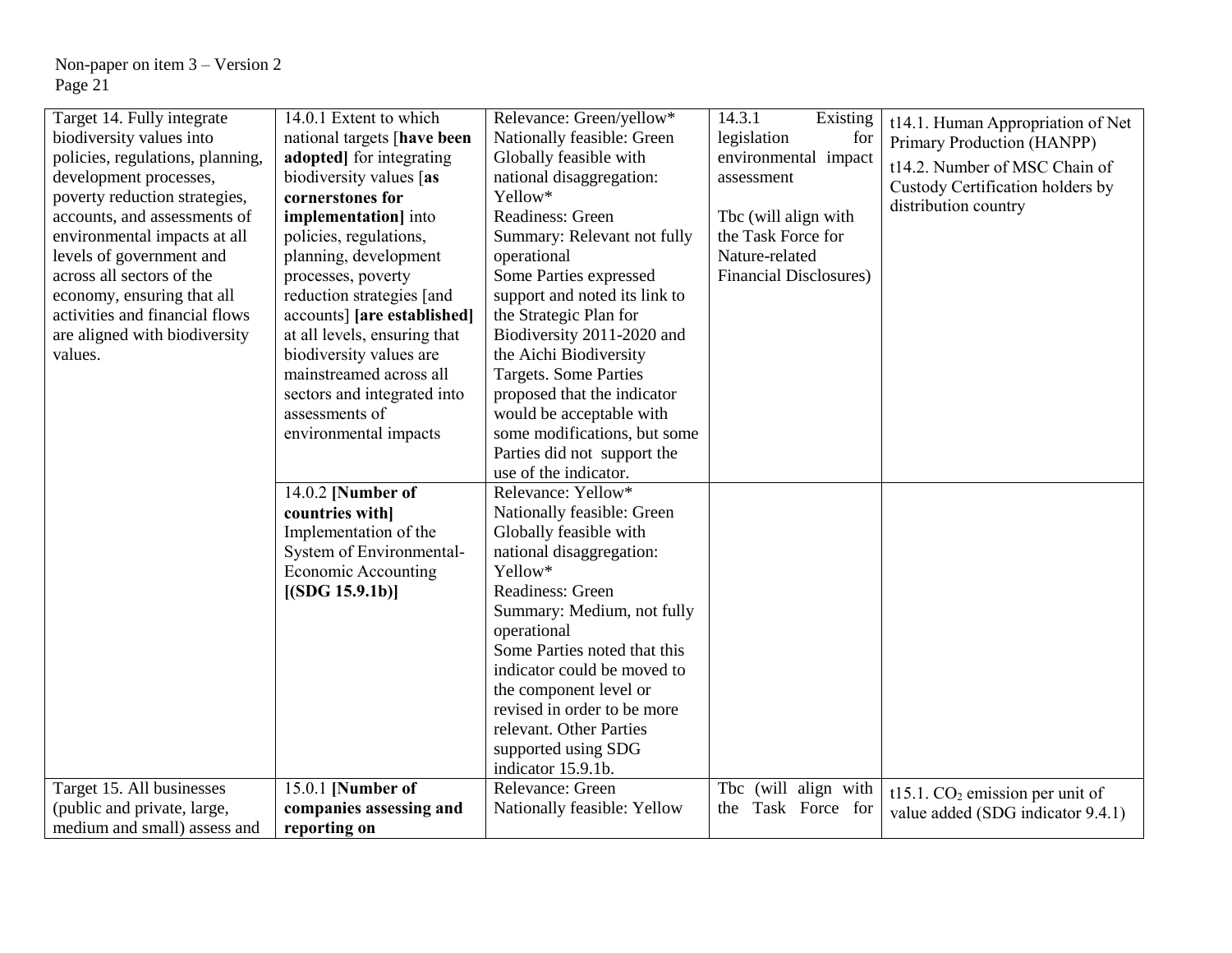| Target 14. Fully integrate biodiversity values into policies, regulations, planning, development processes, poverty reduction strategies, accounts, and assessments of environmental impacts at all levels of government and across all sectors of the economy, ensuring that all activities and financial flows are aligned with biodiversity values. | 14.0.1 Extent to which national targets [**have been adopted**] for integrating biodiversity values [**as cornerstones for implementation**] into policies, regulations, planning, development processes, poverty reduction strategies [and accounts] [**are established**] at all levels, ensuring that biodiversity values are mainstreamed across all sectors and integrated into assessments of environmental impacts | Relevance: Green/yellow* Nationally feasible: Green Globally feasible with national disaggregation: Yellow* Readiness: Green Summary: Relevant not fully operational Some Parties expressed support and noted its link to the Strategic Plan for Biodiversity 2011-2020 and the Aichi Biodiversity Targets. Some Parties proposed that the indicator would be acceptable with some modifications, but some Parties did not support the use of the indicator. | 14.3.1 Existing legislation for environmental impact assessment<br><br>Tbc (will align with the Task Force for Nature-related Financial Disclosures) | t14.1. Human Appropriation of Net Primary Production (HANPP)<br>t14.2. Number of MSC Chain of Custody Certification holders by distribution country |
|---|---|---|---|---|
| | 14.0.2 [**Number of countries with**] Implementation of the System of Environmental-Economic Accounting [**(SDG 15.9.1b)**] | Relevance: Yellow* Nationally feasible: Green Globally feasible with national disaggregation: Yellow* Readiness: Green Summary: Medium, not fully operational Some Parties noted that this indicator could be moved to the component level or revised in order to be more relevant. Other Parties supported using SDG indicator 15.9.1b. | | |
| Target 15. All businesses (public and private, large, medium and small) assess and | 15.0.1 [**Number of companies assessing and reporting on** | Relevance: Green Nationally feasible: Yellow | Tbc (will align with the Task Force for | t15.1. $CO_2$ emission per unit of value added (SDG indicator 9.4.1) |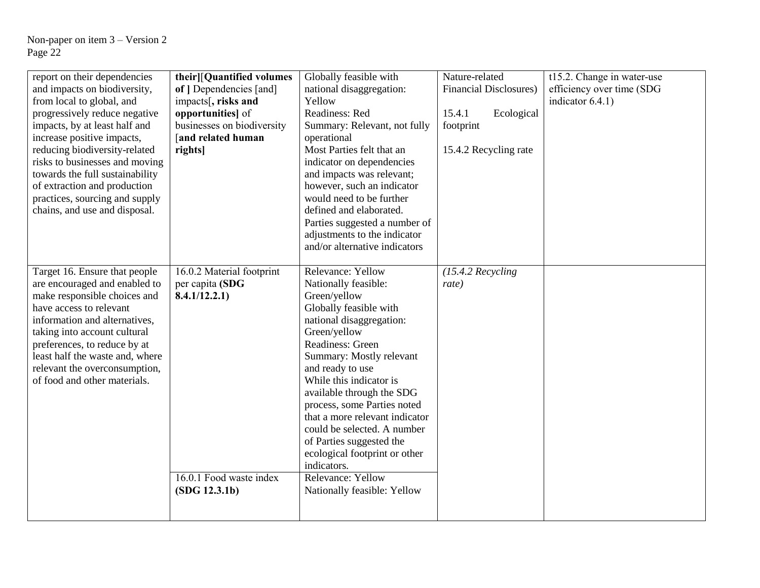| | | | | |
|---|---|---|---|---|
| report on their dependencies and impacts on biodiversity, from local to global, and progressively reduce negative impacts, by at least half and increase positive impacts, reducing biodiversity-related risks to businesses and moving towards the full sustainability of extraction and production practices, sourcing and supply chains, and use and disposal. | **their]**[**Quantified volumes of ]** Dependencies [and] impacts[**, risks and opportunities]** of businesses on biodiversity [**and related human rights]** | Globally feasible with national disaggregation: Yellow<br>Readiness: Red<br>Summary: Relevant, not fully operational<br>Most Parties felt that an indicator on dependencies and impacts was relevant; however, such an indicator would need to be further defined and elaborated. Parties suggested a number of adjustments to the indicator and/or alternative indicators | Nature-related Financial Disclosures)<br><br>15.4.1 Ecological footprint<br><br>15.4.2 Recycling rate | t15.2. Change in water-use efficiency over time (SDG indicator 6.4.1) |
| Target 16. Ensure that people are encouraged and enabled to make responsible choices and have access to relevant information and alternatives, taking into account cultural preferences, to reduce by at least half the waste and, where relevant the overconsumption, of food and other materials. | 16.0.2 Material footprint per capita **(SDG 8.4.1/12.2.1)** | Relevance: Yellow<br>Nationally feasible: Green/yellow<br>Globally feasible with national disaggregation: Green/yellow<br>Readiness: Green<br>Summary: Mostly relevant and ready to use<br>While this indicator is available through the SDG process, some Parties noted that a more relevant indicator could be selected. A number of Parties suggested the ecological footprint or other indicators. | *(15.4.2 Recycling rate)* | |
| | 16.0.1 Food waste index **(SDG 12.3.1b)** | Relevance: Yellow<br>Nationally feasible: Yellow | | |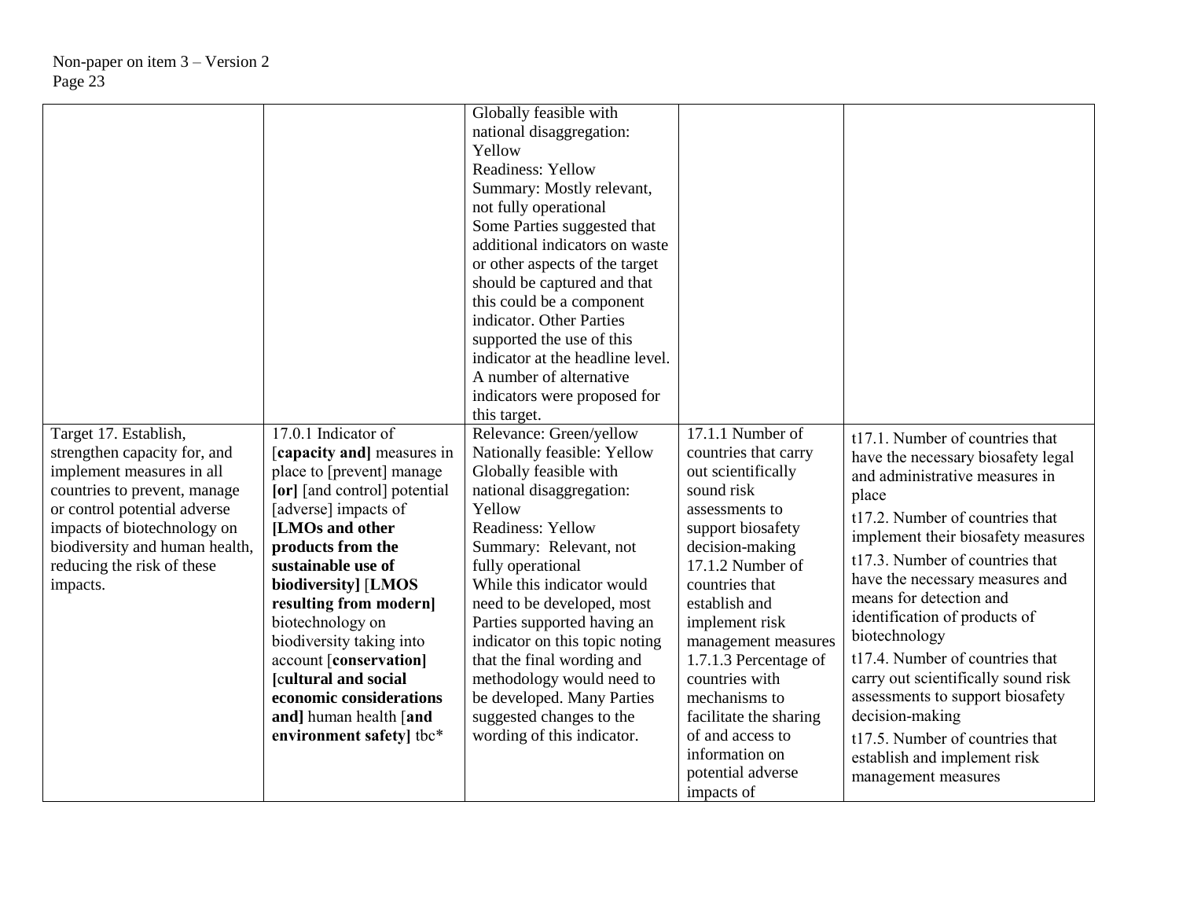| | | | | |
|---|---|---|---|---|
| | | Globally feasible with national disaggregation: Yellow<br>Readiness: Yellow<br>Summary: Mostly relevant, not fully operational<br>Some Parties suggested that additional indicators on waste or other aspects of the target should be captured and that this could be a component indicator. Other Parties supported the use of this indicator at the headline level. A number of alternative indicators were proposed for this target. | | |
| Target 17. Establish, strengthen capacity for, and implement measures in all countries to prevent, manage or control potential adverse impacts of biotechnology on biodiversity and human health, reducing the risk of these impacts. | 17.0.1 Indicator of [**capacity and]** measures in place to [prevent] manage **[or]** [and control] potential [adverse] impacts of **[LMOs and other products from the sustainable use of biodiversity]** [**LMOS resulting from modern]** biotechnology on biodiversity taking into account [**conservation]** [**cultural and social economic considerations and]** human health [**and environment safety]** tbc* | Relevance: Green/yellow<br>Nationally feasible: Yellow<br>Globally feasible with national disaggregation: Yellow<br>Readiness: Yellow<br>Summary: Relevant, not fully operational<br>While this indicator would need to be developed, most Parties supported having an indicator on this topic noting that the final wording and methodology would need to be developed. Many Parties suggested changes to the wording of this indicator. | 17.1.1 Number of countries that carry out scientifically sound risk assessments to support biosafety decision-making<br>17.1.2 Number of countries that establish and implement risk management measures<br>1.7.1.3 Percentage of countries with mechanisms to facilitate the sharing of and access to information on potential adverse impacts of | t17.1. Number of countries that have the necessary biosafety legal and administrative measures in place<br>t17.2. Number of countries that implement their biosafety measures<br>t17.3. Number of countries that have the necessary measures and means for detection and identification of products of biotechnology<br>t17.4. Number of countries that carry out scientifically sound risk assessments to support biosafety decision-making<br>t17.5. Number of countries that establish and implement risk management measures |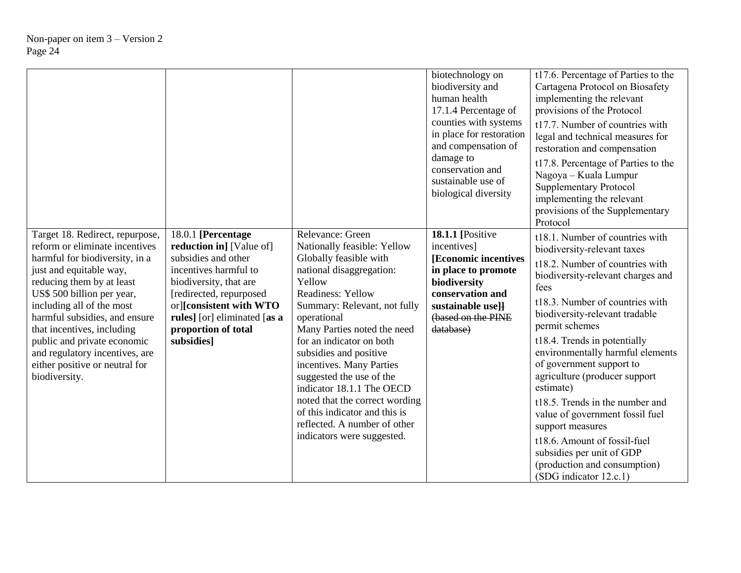| | | | | |
|---|---|---|---|---|
| | | | biotechnology on biodiversity and human health<br>17.1.4 Percentage of counties with systems in place for restoration and compensation of damage to conservation and sustainable use of biological diversity | t17.6. Percentage of Parties to the Cartagena Protocol on Biosafety implementing the relevant provisions of the Protocol<br>t17.7. Number of countries with legal and technical measures for restoration and compensation<br>t17.8. Percentage of Parties to the Nagoya – Kuala Lumpur Supplementary Protocol implementing the relevant provisions of the Supplementary Protocol |
| Target 18. Redirect, repurpose, reform or eliminate incentives harmful for biodiversity, in a just and equitable way, reducing them by at least US$ 500 billion per year, including all of the most harmful subsidies, and ensure that incentives, including public and private economic and regulatory incentives, are either positive or neutral for biodiversity. | 18.0.1 **[Percentage reduction in]** [Value of] subsidies and other incentives harmful to biodiversity, that are [redirected, repurposed or]**[consistent with WTO rules]** [or] eliminated [**as a proportion of total subsidies]** | Relevance: Green<br>Nationally feasible: Yellow<br>Globally feasible with national disaggregation: Yellow<br>Readiness: Yellow<br>Summary: Relevant, not fully operational<br>Many Parties noted the need for an indicator on both subsidies and positive incentives. Many Parties suggested the use of the indicator 18.1.1 The OECD noted that the correct wording of this indicator and this is reflected. A number of other indicators were suggested. | **18.1.1 [**Positive incentives]<br>**[Economic incentives in place to promote biodiversity conservation and sustainable use]]** ~~(based on the PINE database)~~ | t18.1. Number of countries with biodiversity-relevant taxes<br>t18.2. Number of countries with biodiversity-relevant charges and fees<br>t18.3. Number of countries with biodiversity-relevant tradable permit schemes<br>t18.4. Trends in potentially environmentally harmful elements of government support to agriculture (producer support estimate)<br>t18.5. Trends in the number and value of government fossil fuel support measures<br>t18.6. Amount of fossil-fuel subsidies per unit of GDP (production and consumption) (SDG indicator 12.c.1) |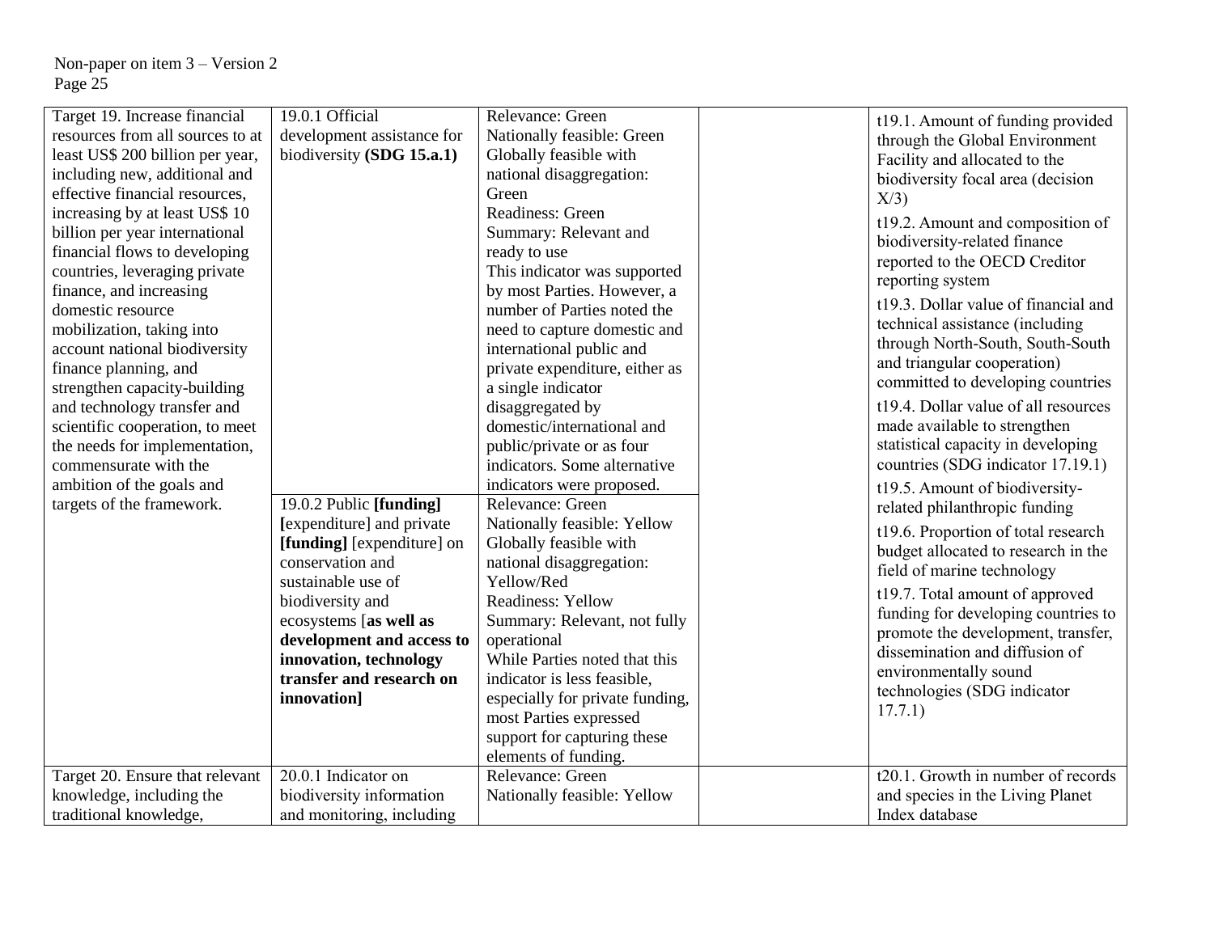| Target 19. Increase financial resources from all sources to at least US$ 200 billion per year, including new, additional and effective financial resources, increasing by at least US$ 10 billion per year international financial flows to developing countries, leveraging private finance, and increasing domestic resource mobilization, taking into account national biodiversity finance planning, and strengthen capacity-building and technology transfer and scientific cooperation, to meet the needs for implementation, commensurate with the ambition of the goals and targets of the framework. | 19.0.1 Official development assistance for biodiversity **(SDG 15.a.1)** | Relevance: Green<br>Nationally feasible: Green<br>Globally feasible with national disaggregation: Green<br>Readiness: Green<br>Summary: Relevant and ready to use<br>This indicator was supported by most Parties. However, a number of Parties noted the need to capture domestic and international public and private expenditure, either as a single indicator disaggregated by domestic/international and public/private or as four indicators. Some alternative indicators were proposed. | | t19.1. Amount of funding provided through the Global Environment Facility and allocated to the biodiversity focal area (decision X/3)<br>t19.2. Amount and composition of biodiversity-related finance reported to the OECD Creditor reporting system<br>t19.3. Dollar value of financial and technical assistance (including through North-South, South-South and triangular cooperation) committed to developing countries<br>t19.4. Dollar value of all resources made available to strengthen statistical capacity in developing countries (SDG indicator 17.19.1)<br>t19.5. Amount of biodiversity-related philanthropic funding<br>t19.6. Proportion of total research budget allocated to research in the field of marine technology<br>t19.7. Total amount of approved funding for developing countries to promote the development, transfer, dissemination and diffusion of environmentally sound technologies (SDG indicator 17.7.1) |
|---|---|---|---|---|
| | 19.0.2 Public **[funding]** **[**expenditure] and private **[funding]** [expenditure] on conservation and sustainable use of biodiversity and ecosystems [**as well as development and access to innovation, technology transfer and research on innovation]** | Relevance: Green<br>Nationally feasible: Yellow<br>Globally feasible with national disaggregation: Yellow/Red<br>Readiness: Yellow<br>Summary: Relevant, not fully operational<br>While Parties noted that this indicator is less feasible, especially for private funding, most Parties expressed support for capturing these elements of funding. | | |
| Target 20. Ensure that relevant knowledge, including the traditional knowledge, | 20.0.1 Indicator on biodiversity information and monitoring, including | Relevance: Green<br>Nationally feasible: Yellow | | t20.1. Growth in number of records and species in the Living Planet Index database |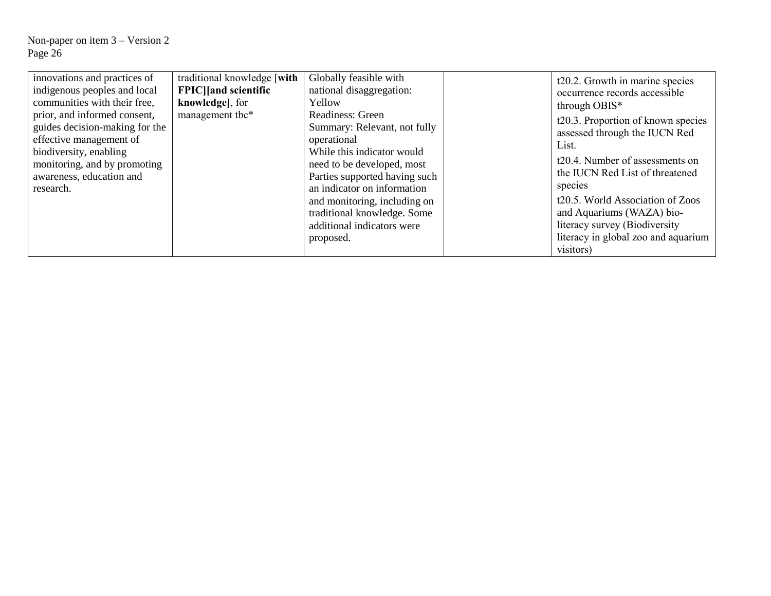| | | | | |
|---|---|---|---|---|
| innovations and practices of indigenous peoples and local communities with their free, prior, and informed consent, guides decision-making for the effective management of biodiversity, enabling monitoring, and by promoting awareness, education and research. | traditional knowledge [**with FPIC**][**and scientific knowledge**], for management tbc* | Globally feasible with national disaggregation: Yellow<br>Readiness: Green<br>Summary: Relevant, not fully operational<br>While this indicator would need to be developed, most Parties supported having such an indicator on information and monitoring, including on traditional knowledge. Some additional indicators were proposed. | | t20.2. Growth in marine species occurrence records accessible through OBIS*<br>t20.3. Proportion of known species assessed through the IUCN Red List.<br>t20.4. Number of assessments on the IUCN Red List of threatened species<br>t20.5. World Association of Zoos and Aquariums (WAZA) bio-literacy survey (Biodiversity literacy in global zoo and aquarium visitors) |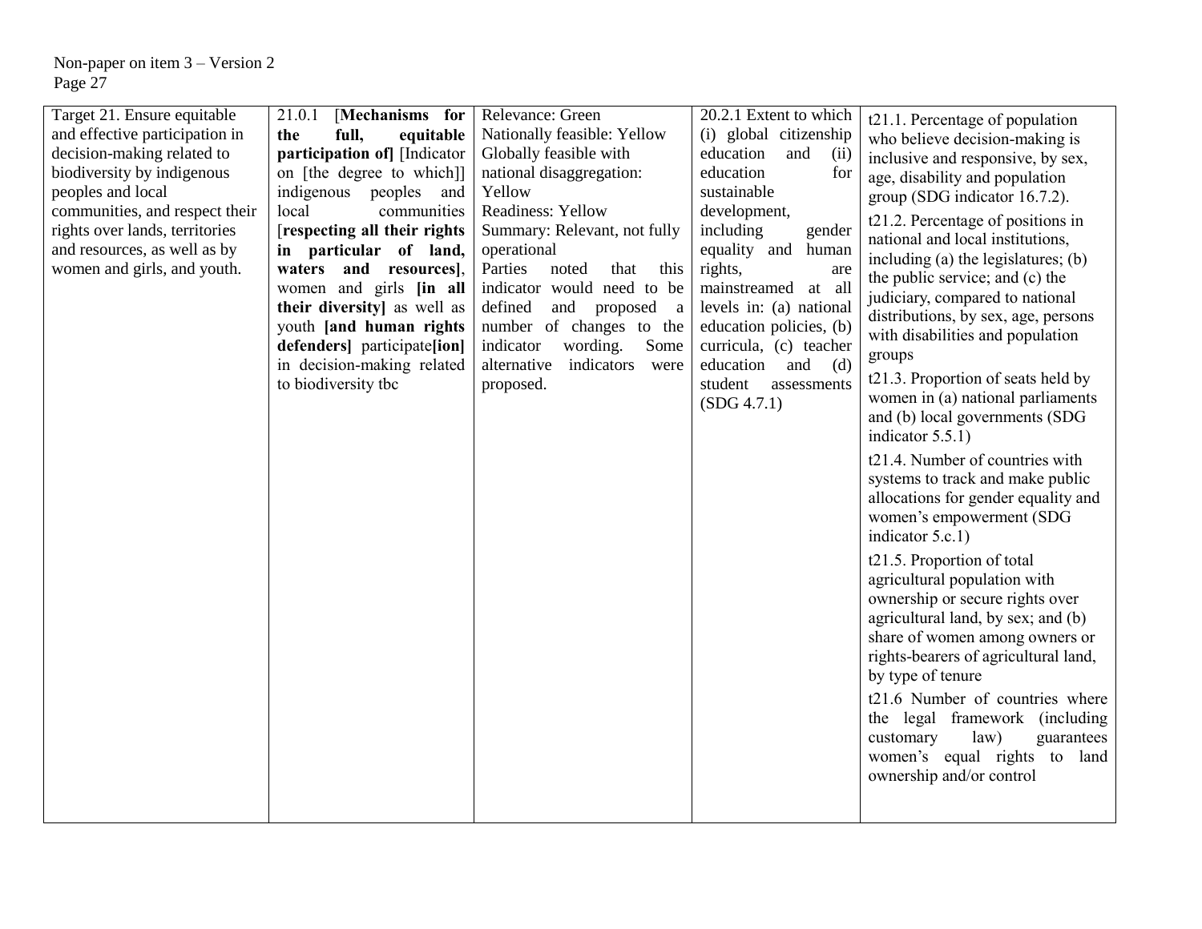| Target 21. Ensure equitable and effective participation in decision-making related to biodiversity by indigenous peoples and local communities, and respect their rights over lands, territories and resources, as well as by women and girls, and youth. | 21.0.1 [**Mechanisms for the full, equitable participation of**] [Indicator on [the degree to which]] indigenous peoples and local communities [**respecting all their rights in particular of land, waters and resources]**, women and girls **[in all their diversity]** as well as youth **[and human rights defenders]** participate**[ion]** in decision-making related to biodiversity tbc | Relevance: Green<br>Nationally feasible: Yellow<br>Globally feasible with national disaggregation: Yellow<br>Readiness: Yellow<br>Summary: Relevant, not fully operational<br>Parties noted that this indicator would need to be defined and proposed a number of changes to the indicator wording. Some alternative indicators were proposed. | 20.2.1 Extent to which (i) global citizenship education and (ii) education for sustainable development, including gender equality and human rights, are mainstreamed at all levels in: (a) national education policies, (b) curricula, (c) teacher education and (d) student assessments (SDG 4.7.1) | t21.1. Percentage of population who believe decision-making is inclusive and responsive, by sex, age, disability and population group (SDG indicator 16.7.2).<br>t21.2. Percentage of positions in national and local institutions, including (a) the legislatures; (b) the public service; and (c) the judiciary, compared to national distributions, by sex, age, persons with disabilities and population groups<br>t21.3. Proportion of seats held by women in (a) national parliaments and (b) local governments (SDG indicator 5.5.1)<br>t21.4. Number of countries with systems to track and make public allocations for gender equality and women's empowerment (SDG indicator 5.c.1)<br>t21.5. Proportion of total agricultural population with ownership or secure rights over agricultural land, by sex; and (b) share of women among owners or rights-bearers of agricultural land, by type of tenure<br>t21.6 Number of countries where the legal framework (including customary law) guarantees women's equal rights to land ownership and/or control |
|---|---|---|---|---|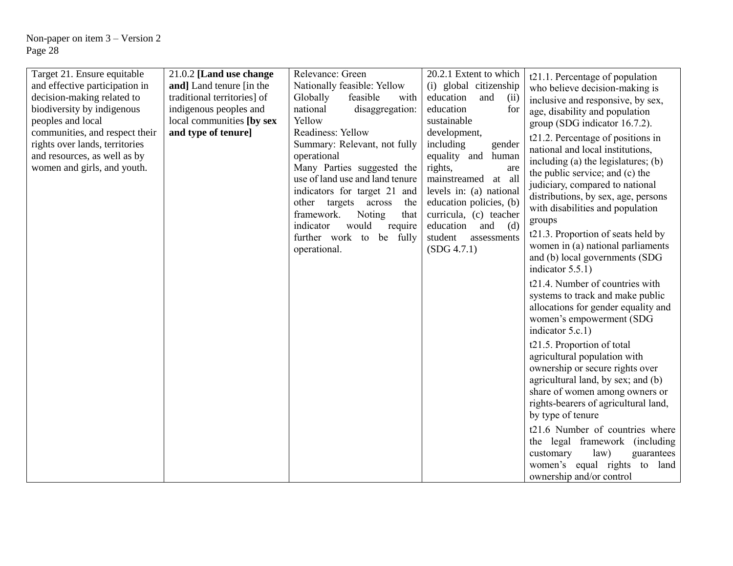| | | | | |
|---|---|---|---|---|
| Target 21. Ensure equitable and effective participation in decision-making related to biodiversity by indigenous peoples and local communities, and respect their rights over lands, territories and resources, as well as by women and girls, and youth. | 21.0.2 **[Land use change and]** Land tenure [in the traditional territories] of indigenous peoples and local communities **[by sex and type of tenure]** | Relevance: Green<br>Nationally feasible: Yellow<br>Globally feasible with national disaggregation: Yellow<br>Readiness: Yellow<br>Summary: Relevant, not fully operational<br>Many Parties suggested the use of land use and land tenure indicators for target 21 and other targets across the framework. Noting that indicator would require further work to be fully operational. | 20.2.1 Extent to which (i) global citizenship education and (ii) education for sustainable development, including gender equality and human rights, are mainstreamed at all levels in: (a) national education policies, (b) curricula, (c) teacher education and (d) student assessments (SDG 4.7.1) | t21.1. Percentage of population who believe decision-making is inclusive and responsive, by sex, age, disability and population group (SDG indicator 16.7.2).<br>t21.2. Percentage of positions in national and local institutions, including (a) the legislatures; (b) the public service; and (c) the judiciary, compared to national distributions, by sex, age, persons with disabilities and population groups<br>t21.3. Proportion of seats held by women in (a) national parliaments and (b) local governments (SDG indicator 5.5.1)<br>t21.4. Number of countries with systems to track and make public allocations for gender equality and women's empowerment (SDG indicator 5.c.1)<br>t21.5. Proportion of total agricultural population with ownership or secure rights over agricultural land, by sex; and (b) share of women among owners or rights-bearers of agricultural land, by type of tenure<br>t21.6 Number of countries where the legal framework (including customary law) guarantees women's equal rights to land ownership and/or control |